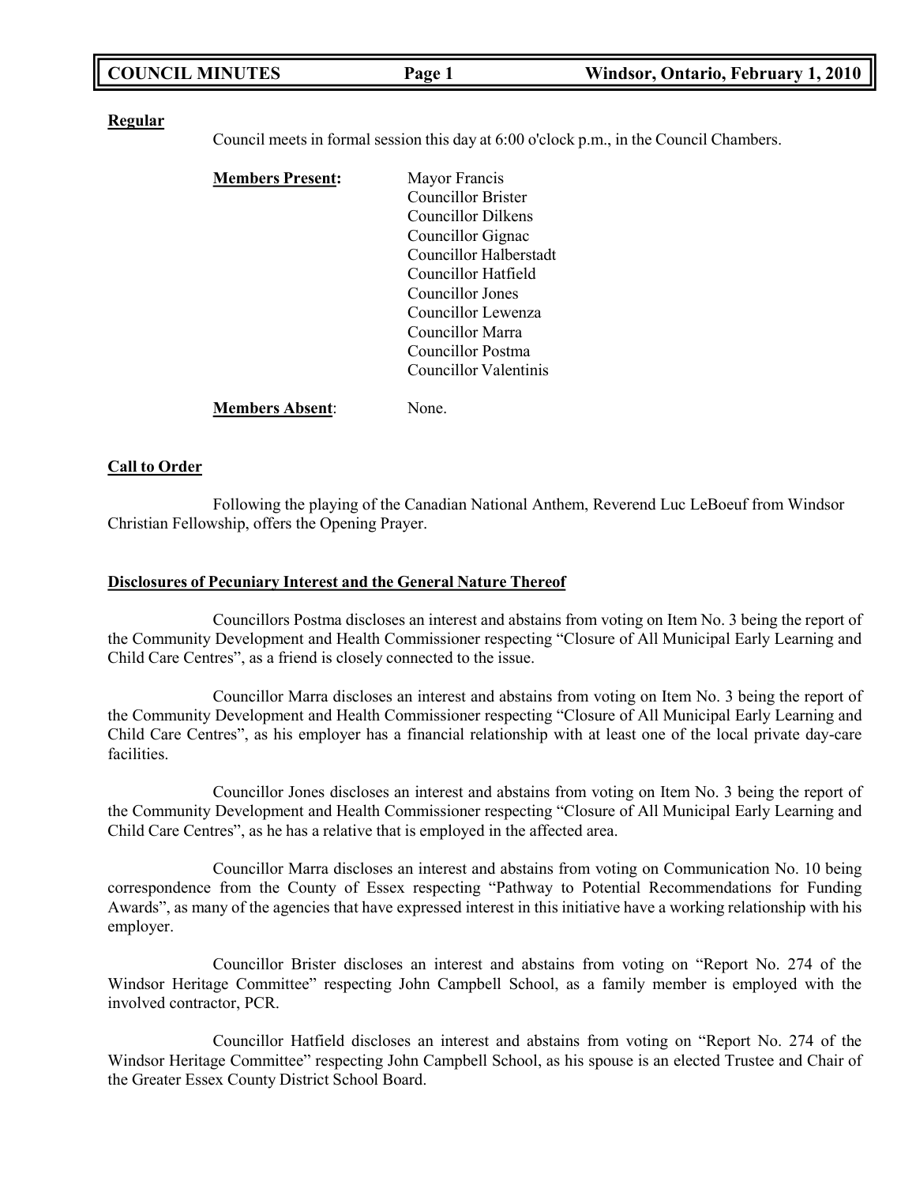**Regular**

Council meets in formal session this day at 6:00 o'clock p.m., in the Council Chambers.

**Members Present:**

- Mayor Francis
- Councillor Brister
- Councillor Dilkens
- Councillor Gignac
- Councillor Halberstadt
- Councillor Hatfield
- Councillor Jones
- Councillor Lewenza
- Councillor Marra
- Councillor Postma
- Councillor Valentinis

**Members Absent**: None.

**Call to Order**

Following the playing of the Canadian National Anthem, Reverend Luc LeBoeuf from Windsor Christian Fellowship, offers the Opening Prayer.

**Disclosures of Pecuniary Interest and the General Nature Thereof**

Councillors Postma discloses an interest and abstains from voting on Item No. 3 being the report of the Community Development and Health Commissioner respecting "Closure of All Municipal Early Learning and Child Care Centres", as a friend is closely connected to the issue.

Councillor Marra discloses an interest and abstains from voting on Item No. 3 being the report of the Community Development and Health Commissioner respecting "Closure of All Municipal Early Learning and Child Care Centres", as his employer has a financial relationship with at least one of the local private day-care facilities.

Councillor Jones discloses an interest and abstains from voting on Item No. 3 being the report of the Community Development and Health Commissioner respecting "Closure of All Municipal Early Learning and Child Care Centres", as he has a relative that is employed in the affected area.

Councillor Marra discloses an interest and abstains from voting on Communication No. 10 being correspondence from the County of Essex respecting "Pathway to Potential Recommendations for Funding Awards", as many of the agencies that have expressed interest in this initiative have a working relationship with his employer.

Councillor Brister discloses an interest and abstains from voting on "Report No. 274 of the Windsor Heritage Committee" respecting John Campbell School, as a family member is employed with the involved contractor, PCR.

Councillor Hatfield discloses an interest and abstains from voting on "Report No. 274 of the Windsor Heritage Committee" respecting John Campbell School, as his spouse is an elected Trustee and Chair of the Greater Essex County District School Board.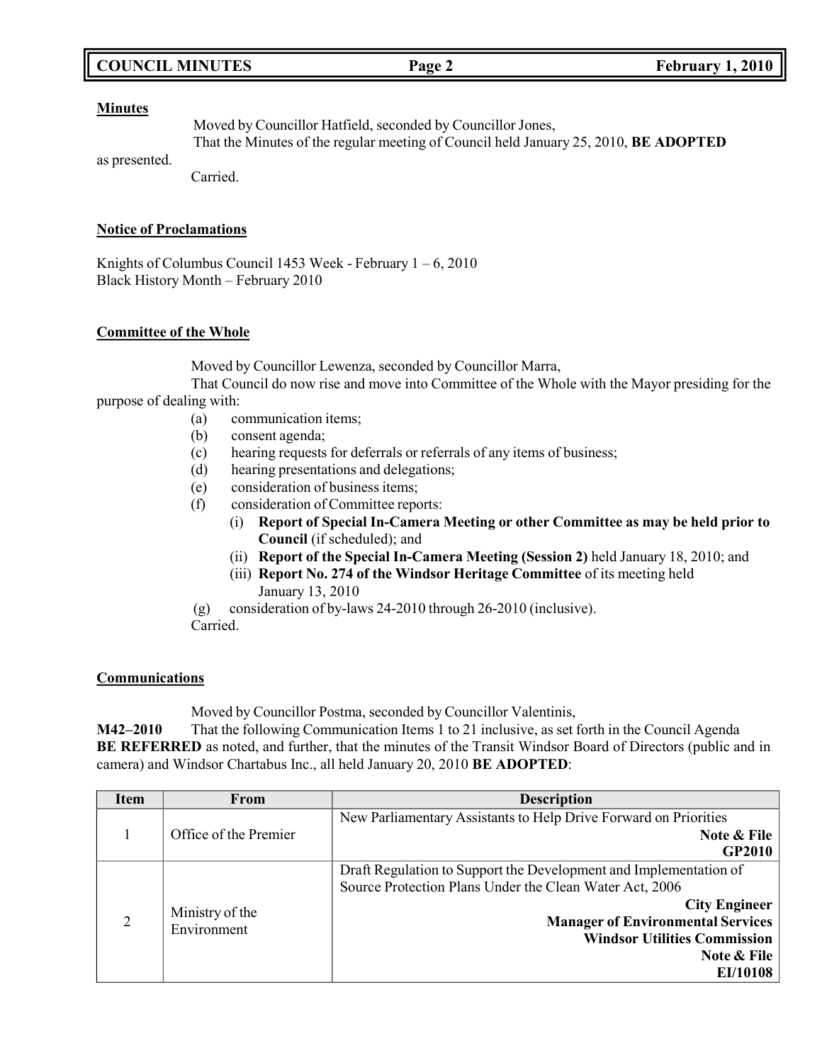**Minutes**

Moved by Councillor Hatfield, seconded by Councillor Jones,
That the Minutes of the regular meeting of Council held January 25, 2010, **BE ADOPTED** as presented.
Carried.

**Notice of Proclamations**

Knights of Columbus Council 1453 Week - February 1 – 6, 2010
Black History Month – February 2010

**Committee of the Whole**

Moved by Councillor Lewenza, seconded by Councillor Marra,
That Council do now rise and move into Committee of the Whole with the Mayor presiding for the purpose of dealing with:

- (a) communication items;
- (b) consent agenda;
- (c) hearing requests for deferrals or referrals of any items of business;
- (d) hearing presentations and delegations;
- (e) consideration of business items;
- (f) consideration of Committee reports:
  - (i) **Report of Special In-Camera Meeting or other Committee as may be held prior to Council** (if scheduled); and
  - (ii) **Report of the Special In-Camera Meeting (Session 2)** held January 18, 2010; and
  - (iii) **Report No. 274 of the Windsor Heritage Committee** of its meeting held January 13, 2010
- (g) consideration of by-laws 24-2010 through 26-2010 (inclusive).

Carried.

**Communications**

Moved by Councillor Postma, seconded by Councillor Valentinis,
**M42–2010** That the following Communication Items 1 to 21 inclusive, as set forth in the Council Agenda **BE REFERRED** as noted, and further, that the minutes of the Transit Windsor Board of Directors (public and in camera) and Windsor Chartabus Inc., all held January 20, 2010 **BE ADOPTED**:

| Item | From | Description |
|---|---|---|
| 1 | Office of the Premier | New Parliamentary Assistants to Help Drive Forward on Priorities<br>**Note & File**<br>**GP2010** |
| 2 | Ministry of the Environment | Draft Regulation to Support the Development and Implementation of Source Protection Plans Under the Clean Water Act, 2006<br>**City Engineer**<br>**Manager of Environmental Services**<br>**Windsor Utilities Commission**<br>**Note & File**<br>**EI/10108** |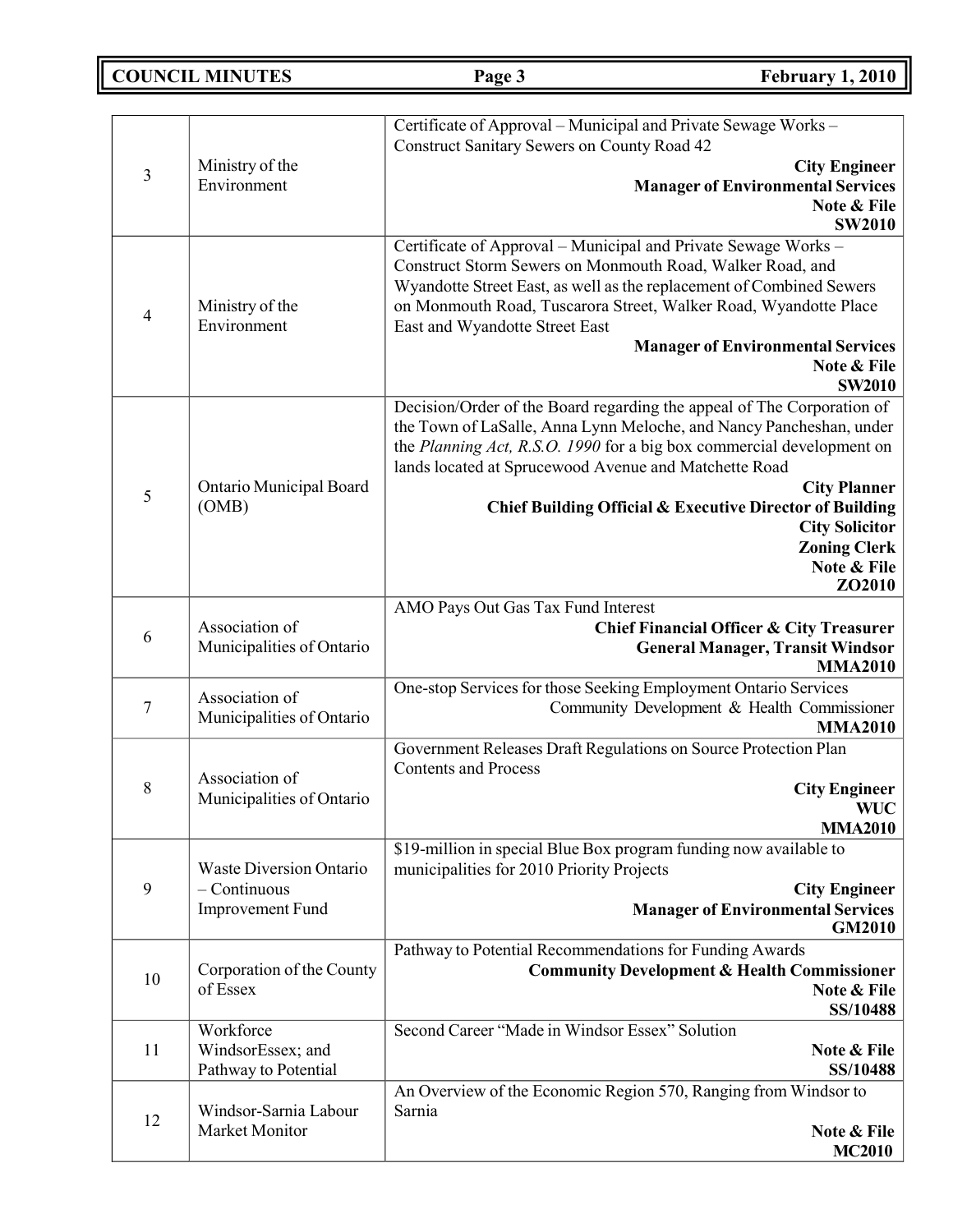| | | |
|---|---|---|
| 3 | Ministry of the Environment | Certificate of Approval – Municipal and Private Sewage Works – Construct Sanitary Sewers on County Road 42<br>**City Engineer**<br>**Manager of Environmental Services**<br>**Note & File**<br>**SW2010** |
| 4 | Ministry of the Environment | Certificate of Approval – Municipal and Private Sewage Works – Construct Storm Sewers on Monmouth Road, Walker Road, and Wyandotte Street East, as well as the replacement of Combined Sewers on Monmouth Road, Tuscarora Street, Walker Road, Wyandotte Place East and Wyandotte Street East<br>**Manager of Environmental Services**<br>**Note & File**<br>**SW2010** |
| 5 | Ontario Municipal Board (OMB) | Decision/Order of the Board regarding the appeal of The Corporation of the Town of LaSalle, Anna Lynn Meloche, and Nancy Pancheshan, under the *Planning Act, R.S.O. 1990* for a big box commercial development on lands located at Sprucewood Avenue and Matchette Road<br>**City Planner**<br>**Chief Building Official & Executive Director of Building**<br>**City Solicitor**<br>**Zoning Clerk**<br>**Note & File**<br>**ZO2010** |
| 6 | Association of Municipalities of Ontario | AMO Pays Out Gas Tax Fund Interest<br>**Chief Financial Officer & City Treasurer**<br>**General Manager, Transit Windsor**<br>**MMA2010** |
| 7 | Association of Municipalities of Ontario | One-stop Services for those Seeking Employment Ontario Services<br>Community Development & Health Commissioner<br>**MMA2010** |
| 8 | Association of Municipalities of Ontario | Government Releases Draft Regulations on Source Protection Plan Contents and Process<br>**City Engineer**<br>**WUC**<br>**MMA2010** |
| 9 | Waste Diversion Ontario – Continuous Improvement Fund | $19-million in special Blue Box program funding now available to municipalities for 2010 Priority Projects<br>**City Engineer**<br>**Manager of Environmental Services**<br>**GM2010** |
| 10 | Corporation of the County of Essex | Pathway to Potential Recommendations for Funding Awards<br>**Community Development & Health Commissioner**<br>**Note & File**<br>**SS/10488** |
| 11 | Workforce WindsorEssex; and Pathway to Potential | Second Career "Made in Windsor Essex" Solution<br>**Note & File**<br>**SS/10488** |
| 12 | Windsor-Sarnia Labour Market Monitor | An Overview of the Economic Region 570, Ranging from Windsor to Sarnia<br>**Note & File**<br>**MC2010** |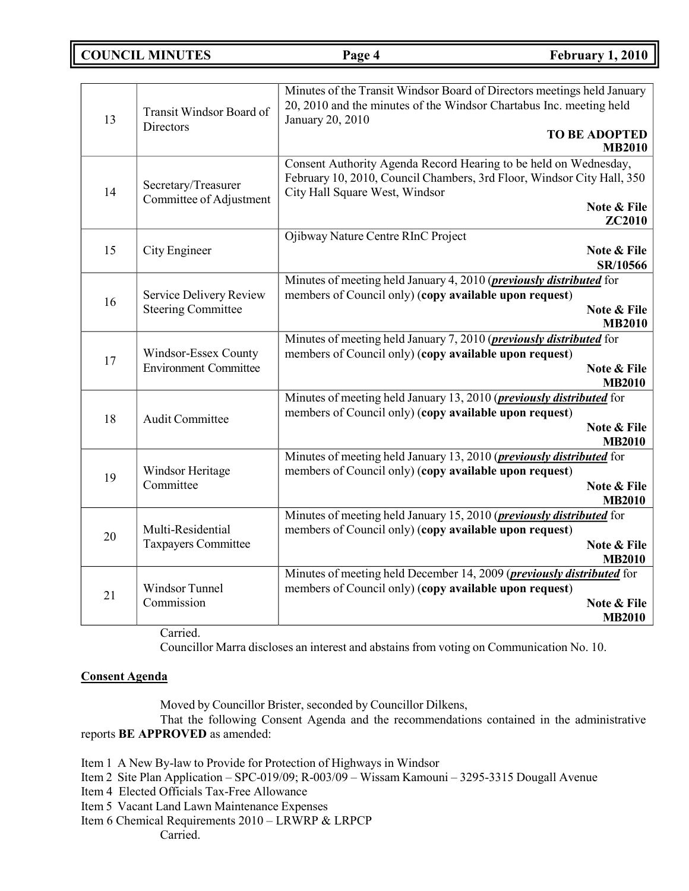| | | |
|---|---|---|
| 13 | Transit Windsor Board of Directors | Minutes of the Transit Windsor Board of Directors meetings held January 20, 2010 and the minutes of the Windsor Chartabus Inc. meeting held January 20, 2010 **TO BE ADOPTED** **MB2010** |
| 14 | Secretary/Treasurer Committee of Adjustment | Consent Authority Agenda Record Hearing to be held on Wednesday, February 10, 2010, Council Chambers, 3rd Floor, Windsor City Hall, 350 City Hall Square West, Windsor **Note & File** **ZC2010** |
| 15 | City Engineer | Ojibway Nature Centre RInC Project **Note & File** **SR/10566** |
| 16 | Service Delivery Review Steering Committee | Minutes of meeting held January 4, 2010 (***previously distributed*** for members of Council only) (**copy available upon request**) **Note & File** **MB2010** |
| 17 | Windsor-Essex County Environment Committee | Minutes of meeting held January 7, 2010 (***previously distributed*** for members of Council only) (**copy available upon request**) **Note & File** **MB2010** |
| 18 | Audit Committee | Minutes of meeting held January 13, 2010 (***previously distributed*** for members of Council only) (**copy available upon request**) **Note & File** **MB2010** |
| 19 | Windsor Heritage Committee | Minutes of meeting held January 13, 2010 (***previously distributed*** for members of Council only) (**copy available upon request**) **Note & File** **MB2010** |
| 20 | Multi-Residential Taxpayers Committee | Minutes of meeting held January 15, 2010 (***previously distributed*** for members of Council only) (**copy available upon request**) **Note & File** **MB2010** |
| 21 | Windsor Tunnel Commission | Minutes of meeting held December 14, 2009 (***previously distributed*** for members of Council only) (**copy available upon request**) **Note & File** **MB2010** |

Carried.

Councillor Marra discloses an interest and abstains from voting on Communication No. 10.

**Consent Agenda**

Moved by Councillor Brister, seconded by Councillor Dilkens,

That the following Consent Agenda and the recommendations contained in the administrative reports **BE APPROVED** as amended:

Item 1 A New By-law to Provide for Protection of Highways in Windsor
Item 2 Site Plan Application – SPC-019/09; R-003/09 – Wissam Kamouni – 3295-3315 Dougall Avenue
Item 4 Elected Officials Tax-Free Allowance
Item 5 Vacant Land Lawn Maintenance Expenses
Item 6 Chemical Requirements 2010 – LRWRP & LRPCP

Carried.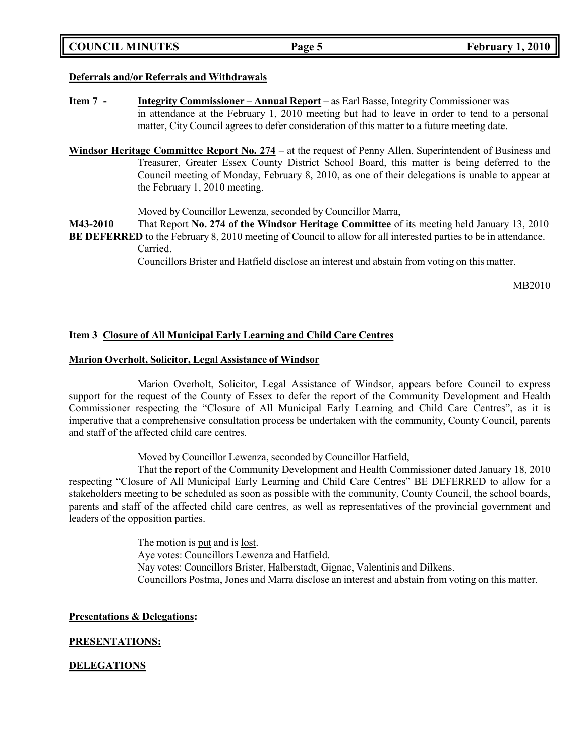**Deferrals and/or Referrals and Withdrawals**

**Item 7 -** **Integrity Commissioner – Annual Report** – as Earl Basse, Integrity Commissioner was in attendance at the February 1, 2010 meeting but had to leave in order to tend to a personal matter, City Council agrees to defer consideration of this matter to a future meeting date.

**Windsor Heritage Committee Report No. 274** – at the request of Penny Allen, Superintendent of Business and Treasurer, Greater Essex County District School Board, this matter is being deferred to the Council meeting of Monday, February 8, 2010, as one of their delegations is unable to appear at the February 1, 2010 meeting.

Moved by Councillor Lewenza, seconded by Councillor Marra,

**M43-2010** That Report **No. 274 of the Windsor Heritage Committee** of its meeting held January 13, 2010 **BE DEFERRED** to the February 8, 2010 meeting of Council to allow for all interested parties to be in attendance.
Carried.
Councillors Brister and Hatfield disclose an interest and abstain from voting on this matter.

MB2010

**Item 3 Closure of All Municipal Early Learning and Child Care Centres**

**Marion Overholt, Solicitor, Legal Assistance of Windsor**

Marion Overholt, Solicitor, Legal Assistance of Windsor, appears before Council to express support for the request of the County of Essex to defer the report of the Community Development and Health Commissioner respecting the "Closure of All Municipal Early Learning and Child Care Centres", as it is imperative that a comprehensive consultation process be undertaken with the community, County Council, parents and staff of the affected child care centres.

Moved by Councillor Lewenza, seconded by Councillor Hatfield,

That the report of the Community Development and Health Commissioner dated January 18, 2010 respecting "Closure of All Municipal Early Learning and Child Care Centres" BE DEFERRED to allow for a stakeholders meeting to be scheduled as soon as possible with the community, County Council, the school boards, parents and staff of the affected child care centres, as well as representatives of the provincial government and leaders of the opposition parties.

The motion is put and is lost.
Aye votes: Councillors Lewenza and Hatfield.
Nay votes: Councillors Brister, Halberstadt, Gignac, Valentinis and Dilkens.
Councillors Postma, Jones and Marra disclose an interest and abstain from voting on this matter.

**Presentations & Delegations:**

**PRESENTATIONS:**

**DELEGATIONS**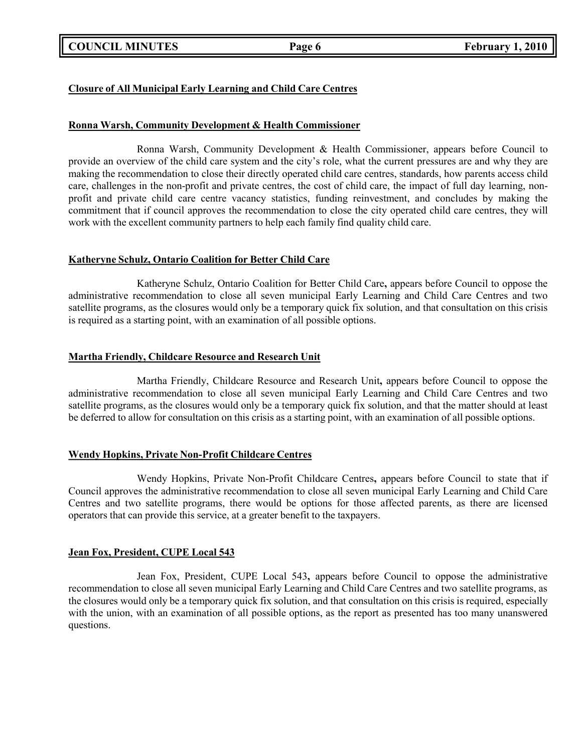**Closure of All Municipal Early Learning and Child Care Centres**

**Ronna Warsh, Community Development & Health Commissioner**

Ronna Warsh, Community Development & Health Commissioner, appears before Council to provide an overview of the child care system and the city's role, what the current pressures are and why they are making the recommendation to close their directly operated child care centres, standards, how parents access child care, challenges in the non-profit and private centres, the cost of child care, the impact of full day learning, non-profit and private child care centre vacancy statistics, funding reinvestment, and concludes by making the commitment that if council approves the recommendation to close the city operated child care centres, they will work with the excellent community partners to help each family find quality child care.

**Katheryne Schulz, Ontario Coalition for Better Child Care**

Katheryne Schulz, Ontario Coalition for Better Child Care**,** appears before Council to oppose the administrative recommendation to close all seven municipal Early Learning and Child Care Centres and two satellite programs, as the closures would only be a temporary quick fix solution, and that consultation on this crisis is required as a starting point, with an examination of all possible options.

**Martha Friendly, Childcare Resource and Research Unit**

Martha Friendly, Childcare Resource and Research Unit**,** appears before Council to oppose the administrative recommendation to close all seven municipal Early Learning and Child Care Centres and two satellite programs, as the closures would only be a temporary quick fix solution, and that the matter should at least be deferred to allow for consultation on this crisis as a starting point, with an examination of all possible options.

**Wendy Hopkins, Private Non-Profit Childcare Centres**

Wendy Hopkins, Private Non-Profit Childcare Centres**,** appears before Council to state that if Council approves the administrative recommendation to close all seven municipal Early Learning and Child Care Centres and two satellite programs, there would be options for those affected parents, as there are licensed operators that can provide this service, at a greater benefit to the taxpayers.

**Jean Fox, President, CUPE Local 543**

Jean Fox, President, CUPE Local 543**,** appears before Council to oppose the administrative recommendation to close all seven municipal Early Learning and Child Care Centres and two satellite programs, as the closures would only be a temporary quick fix solution, and that consultation on this crisis is required, especially with the union, with an examination of all possible options, as the report as presented has too many unanswered questions.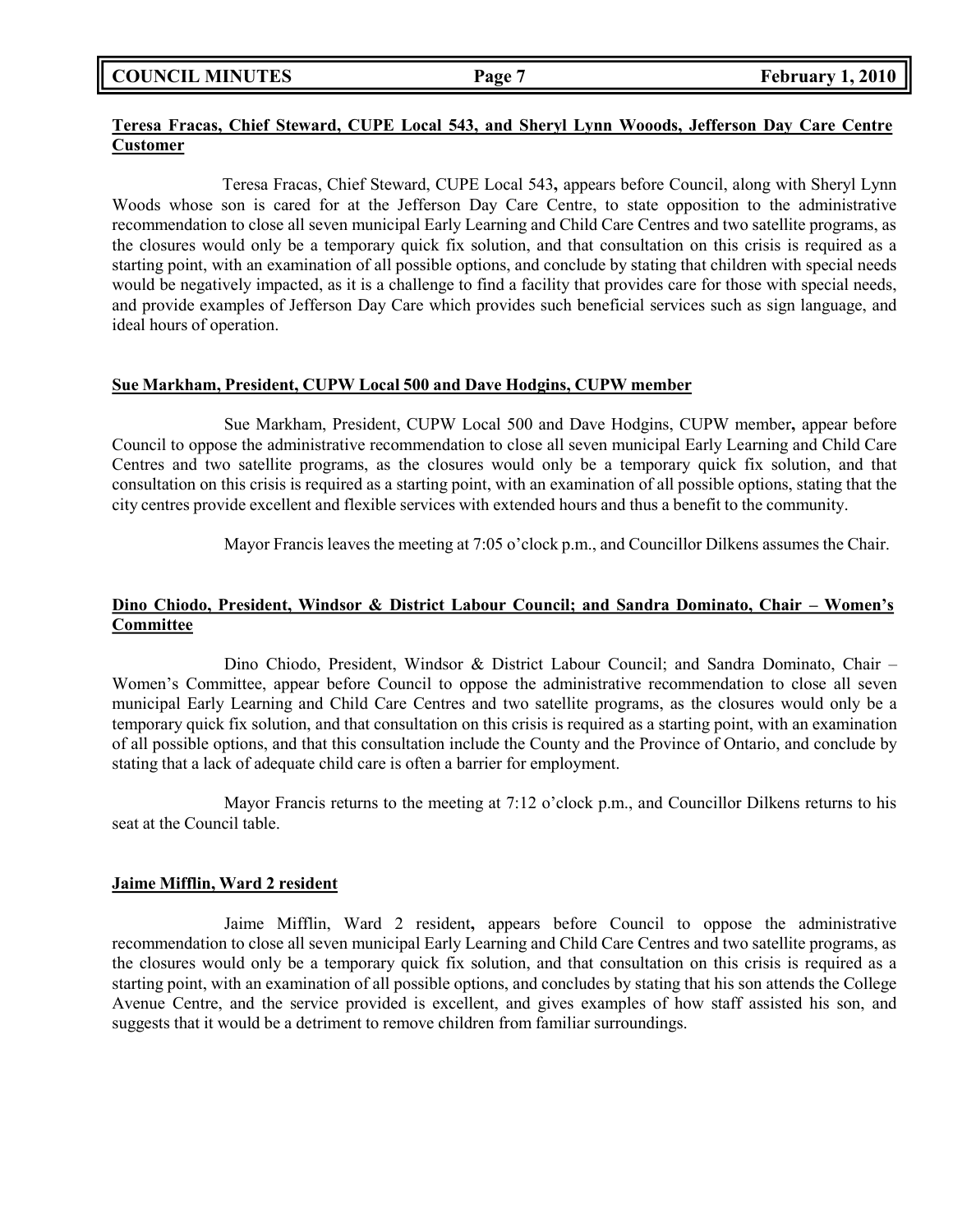**Teresa Fracas, Chief Steward, CUPE Local 543, and Sheryl Lynn Wooods, Jefferson Day Care Centre Customer**

Teresa Fracas, Chief Steward, CUPE Local 543**,** appears before Council, along with Sheryl Lynn Woods whose son is cared for at the Jefferson Day Care Centre, to state opposition to the administrative recommendation to close all seven municipal Early Learning and Child Care Centres and two satellite programs, as the closures would only be a temporary quick fix solution, and that consultation on this crisis is required as a starting point, with an examination of all possible options, and conclude by stating that children with special needs would be negatively impacted, as it is a challenge to find a facility that provides care for those with special needs, and provide examples of Jefferson Day Care which provides such beneficial services such as sign language, and ideal hours of operation.

**Sue Markham, President, CUPW Local 500 and Dave Hodgins, CUPW member**

Sue Markham, President, CUPW Local 500 and Dave Hodgins, CUPW member**,** appear before Council to oppose the administrative recommendation to close all seven municipal Early Learning and Child Care Centres and two satellite programs, as the closures would only be a temporary quick fix solution, and that consultation on this crisis is required as a starting point, with an examination of all possible options, stating that the city centres provide excellent and flexible services with extended hours and thus a benefit to the community.

Mayor Francis leaves the meeting at 7:05 o'clock p.m., and Councillor Dilkens assumes the Chair.

**Dino Chiodo, President, Windsor & District Labour Council; and Sandra Dominato, Chair – Women's Committee**

Dino Chiodo, President, Windsor & District Labour Council; and Sandra Dominato, Chair – Women's Committee, appear before Council to oppose the administrative recommendation to close all seven municipal Early Learning and Child Care Centres and two satellite programs, as the closures would only be a temporary quick fix solution, and that consultation on this crisis is required as a starting point, with an examination of all possible options, and that this consultation include the County and the Province of Ontario, and conclude by stating that a lack of adequate child care is often a barrier for employment.

Mayor Francis returns to the meeting at 7:12 o'clock p.m., and Councillor Dilkens returns to his seat at the Council table.

**Jaime Mifflin, Ward 2 resident**

Jaime Mifflin, Ward 2 resident**,** appears before Council to oppose the administrative recommendation to close all seven municipal Early Learning and Child Care Centres and two satellite programs, as the closures would only be a temporary quick fix solution, and that consultation on this crisis is required as a starting point, with an examination of all possible options, and concludes by stating that his son attends the College Avenue Centre, and the service provided is excellent, and gives examples of how staff assisted his son, and suggests that it would be a detriment to remove children from familiar surroundings.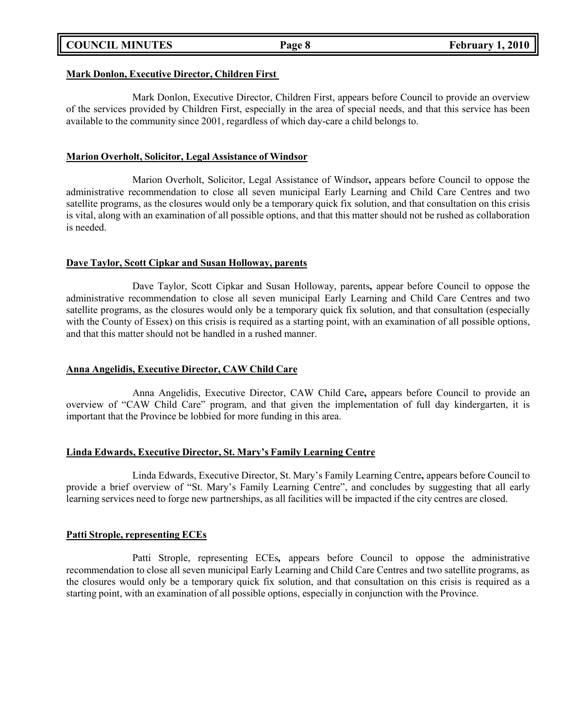**Mark Donlon, Executive Director, Children First**

Mark Donlon, Executive Director, Children First, appears before Council to provide an overview of the services provided by Children First, especially in the area of special needs, and that this service has been available to the community since 2001, regardless of which day-care a child belongs to.

**Marion Overholt, Solicitor, Legal Assistance of Windsor**

Marion Overholt, Solicitor, Legal Assistance of Windsor**,** appears before Council to oppose the administrative recommendation to close all seven municipal Early Learning and Child Care Centres and two satellite programs, as the closures would only be a temporary quick fix solution, and that consultation on this crisis is vital, along with an examination of all possible options, and that this matter should not be rushed as collaboration is needed.

**Dave Taylor, Scott Cipkar and Susan Holloway, parents**

Dave Taylor, Scott Cipkar and Susan Holloway, parents**,** appear before Council to oppose the administrative recommendation to close all seven municipal Early Learning and Child Care Centres and two satellite programs, as the closures would only be a temporary quick fix solution, and that consultation (especially with the County of Essex) on this crisis is required as a starting point, with an examination of all possible options, and that this matter should not be handled in a rushed manner.

**Anna Angelidis, Executive Director, CAW Child Care**

Anna Angelidis, Executive Director, CAW Child Care**,** appears before Council to provide an overview of "CAW Child Care" program, and that given the implementation of full day kindergarten, it is important that the Province be lobbied for more funding in this area.

**Linda Edwards, Executive Director, St. Mary's Family Learning Centre**

Linda Edwards, Executive Director, St. Mary's Family Learning Centre**,** appears before Council to provide a brief overview of "St. Mary's Family Learning Centre", and concludes by suggesting that all early learning services need to forge new partnerships, as all facilities will be impacted if the city centres are closed.

**Patti Strople, representing ECEs**

Patti Strople, representing ECEs**,** appears before Council to oppose the administrative recommendation to close all seven municipal Early Learning and Child Care Centres and two satellite programs, as the closures would only be a temporary quick fix solution, and that consultation on this crisis is required as a starting point, with an examination of all possible options, especially in conjunction with the Province.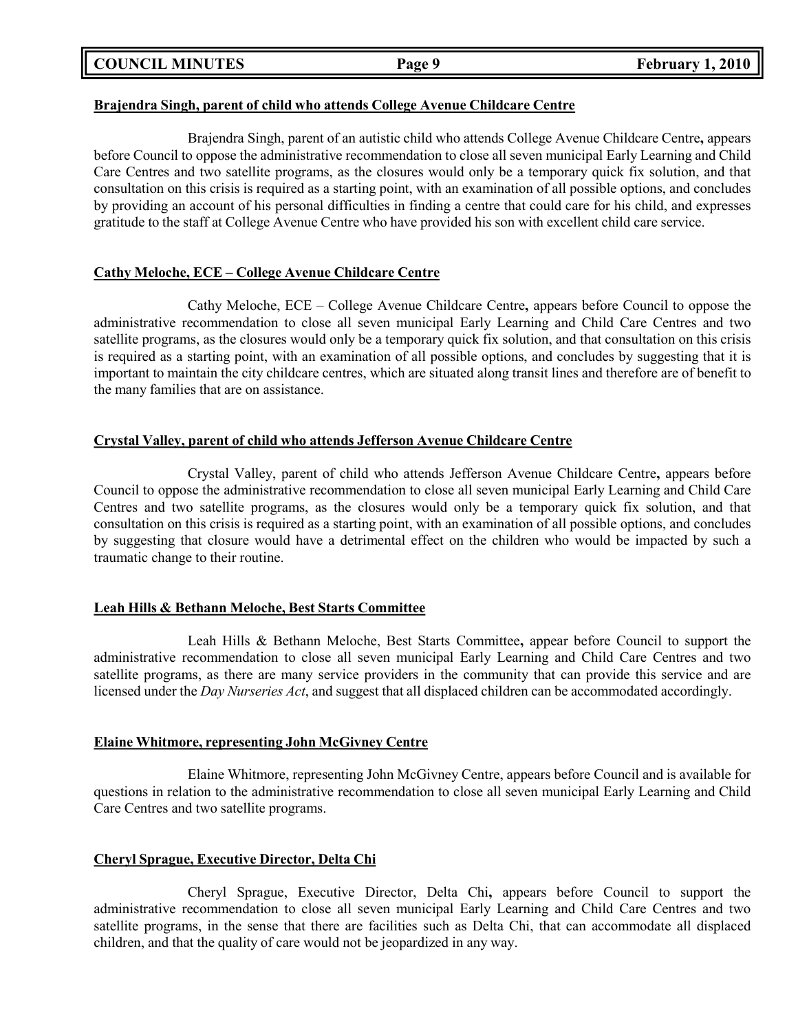**Brajendra Singh, parent of child who attends College Avenue Childcare Centre**

Brajendra Singh, parent of an autistic child who attends College Avenue Childcare Centre**,** appears before Council to oppose the administrative recommendation to close all seven municipal Early Learning and Child Care Centres and two satellite programs, as the closures would only be a temporary quick fix solution, and that consultation on this crisis is required as a starting point, with an examination of all possible options, and concludes by providing an account of his personal difficulties in finding a centre that could care for his child, and expresses gratitude to the staff at College Avenue Centre who have provided his son with excellent child care service.

**Cathy Meloche, ECE – College Avenue Childcare Centre**

Cathy Meloche, ECE – College Avenue Childcare Centre**,** appears before Council to oppose the administrative recommendation to close all seven municipal Early Learning and Child Care Centres and two satellite programs, as the closures would only be a temporary quick fix solution, and that consultation on this crisis is required as a starting point, with an examination of all possible options, and concludes by suggesting that it is important to maintain the city childcare centres, which are situated along transit lines and therefore are of benefit to the many families that are on assistance.

**Crystal Valley, parent of child who attends Jefferson Avenue Childcare Centre**

Crystal Valley, parent of child who attends Jefferson Avenue Childcare Centre**,** appears before Council to oppose the administrative recommendation to close all seven municipal Early Learning and Child Care Centres and two satellite programs, as the closures would only be a temporary quick fix solution, and that consultation on this crisis is required as a starting point, with an examination of all possible options, and concludes by suggesting that closure would have a detrimental effect on the children who would be impacted by such a traumatic change to their routine.

**Leah Hills & Bethann Meloche, Best Starts Committee**

Leah Hills & Bethann Meloche, Best Starts Committee**,** appear before Council to support the administrative recommendation to close all seven municipal Early Learning and Child Care Centres and two satellite programs, as there are many service providers in the community that can provide this service and are licensed under the *Day Nurseries Act*, and suggest that all displaced children can be accommodated accordingly.

**Elaine Whitmore, representing John McGivney Centre**

Elaine Whitmore, representing John McGivney Centre, appears before Council and is available for questions in relation to the administrative recommendation to close all seven municipal Early Learning and Child Care Centres and two satellite programs.

**Cheryl Sprague, Executive Director, Delta Chi**

Cheryl Sprague, Executive Director, Delta Chi**,** appears before Council to support the administrative recommendation to close all seven municipal Early Learning and Child Care Centres and two satellite programs, in the sense that there are facilities such as Delta Chi, that can accommodate all displaced children, and that the quality of care would not be jeopardized in any way.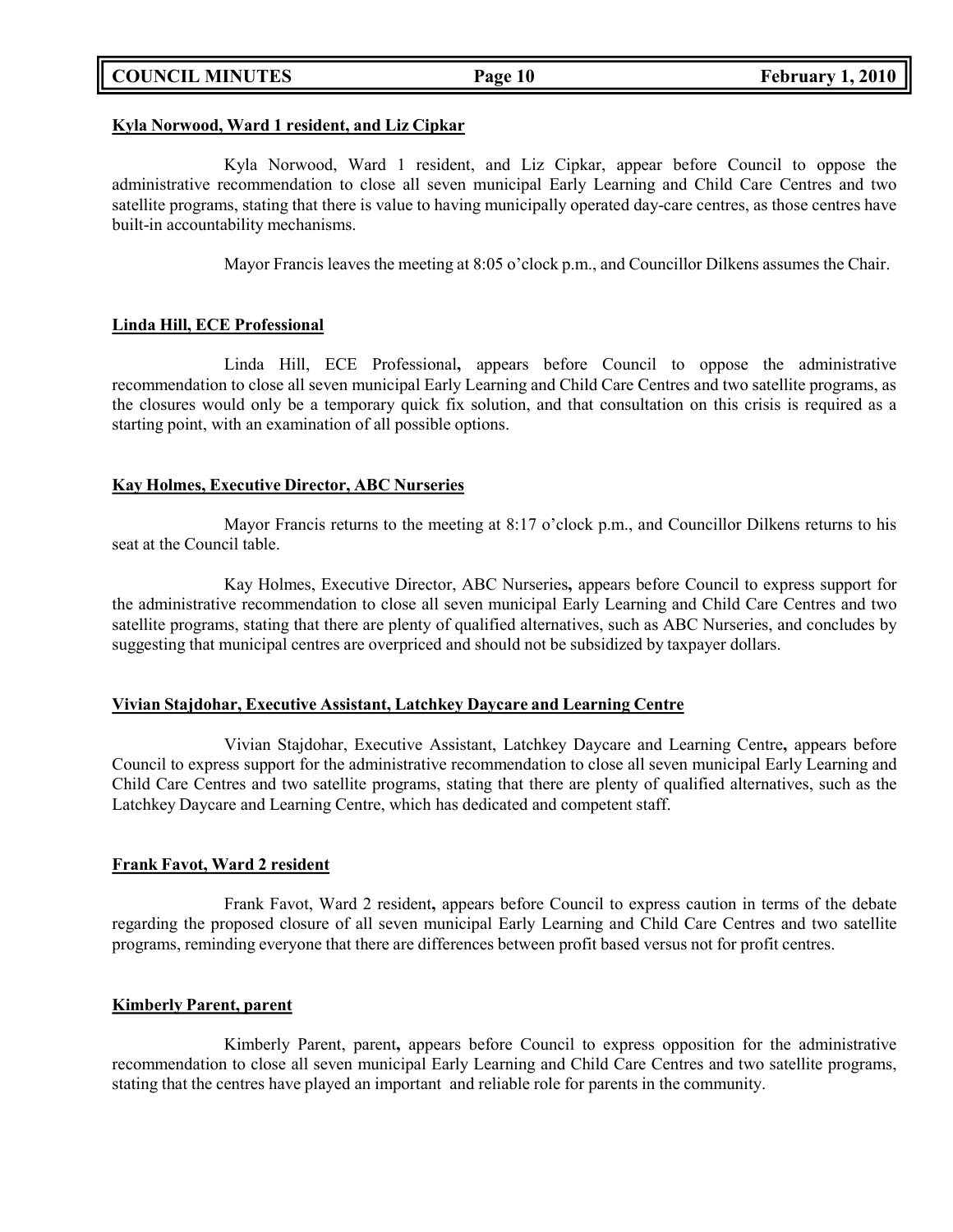**Kyla Norwood, Ward 1 resident, and Liz Cipkar**

Kyla Norwood, Ward 1 resident, and Liz Cipkar, appear before Council to oppose the administrative recommendation to close all seven municipal Early Learning and Child Care Centres and two satellite programs, stating that there is value to having municipally operated day-care centres, as those centres have built-in accountability mechanisms.

Mayor Francis leaves the meeting at 8:05 o'clock p.m., and Councillor Dilkens assumes the Chair.

**Linda Hill, ECE Professional**

Linda Hill, ECE Professional**,** appears before Council to oppose the administrative recommendation to close all seven municipal Early Learning and Child Care Centres and two satellite programs, as the closures would only be a temporary quick fix solution, and that consultation on this crisis is required as a starting point, with an examination of all possible options.

**Kay Holmes, Executive Director, ABC Nurseries**

Mayor Francis returns to the meeting at 8:17 o'clock p.m., and Councillor Dilkens returns to his seat at the Council table.

Kay Holmes, Executive Director, ABC Nurseries**,** appears before Council to express support for the administrative recommendation to close all seven municipal Early Learning and Child Care Centres and two satellite programs, stating that there are plenty of qualified alternatives, such as ABC Nurseries, and concludes by suggesting that municipal centres are overpriced and should not be subsidized by taxpayer dollars.

**Vivian Stajdohar, Executive Assistant, Latchkey Daycare and Learning Centre**

Vivian Stajdohar, Executive Assistant, Latchkey Daycare and Learning Centre**,** appears before Council to express support for the administrative recommendation to close all seven municipal Early Learning and Child Care Centres and two satellite programs, stating that there are plenty of qualified alternatives, such as the Latchkey Daycare and Learning Centre, which has dedicated and competent staff.

**Frank Favot, Ward 2 resident**

Frank Favot, Ward 2 resident**,** appears before Council to express caution in terms of the debate regarding the proposed closure of all seven municipal Early Learning and Child Care Centres and two satellite programs, reminding everyone that there are differences between profit based versus not for profit centres.

**Kimberly Parent, parent**

Kimberly Parent, parent**,** appears before Council to express opposition for the administrative recommendation to close all seven municipal Early Learning and Child Care Centres and two satellite programs, stating that the centres have played an important and reliable role for parents in the community.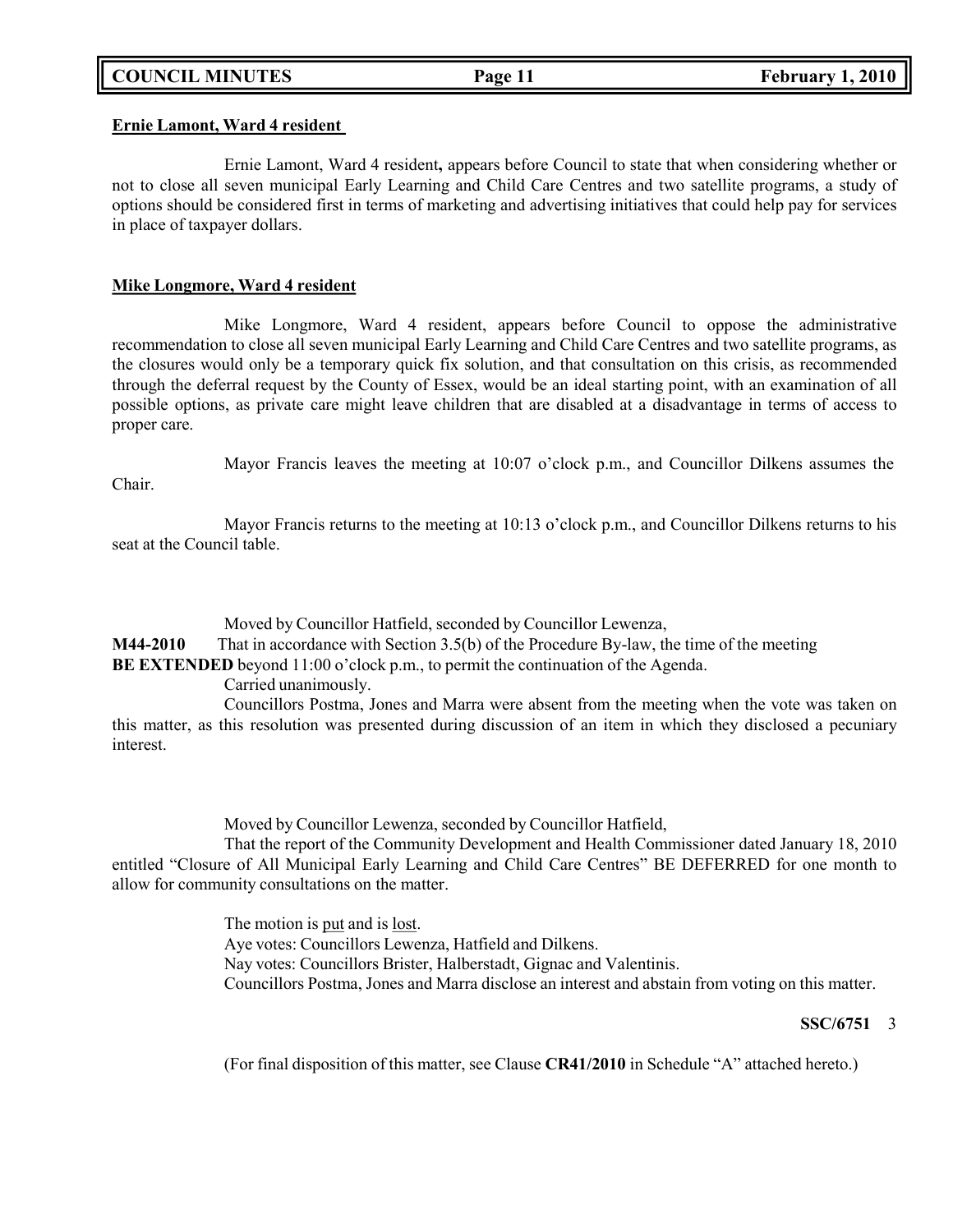**Ernie Lamont, Ward 4 resident**

Ernie Lamont, Ward 4 resident**,** appears before Council to state that when considering whether or not to close all seven municipal Early Learning and Child Care Centres and two satellite programs, a study of options should be considered first in terms of marketing and advertising initiatives that could help pay for services in place of taxpayer dollars.

**Mike Longmore, Ward 4 resident**

Mike Longmore, Ward 4 resident, appears before Council to oppose the administrative recommendation to close all seven municipal Early Learning and Child Care Centres and two satellite programs, as the closures would only be a temporary quick fix solution, and that consultation on this crisis, as recommended through the deferral request by the County of Essex, would be an ideal starting point, with an examination of all possible options, as private care might leave children that are disabled at a disadvantage in terms of access to proper care.

Mayor Francis leaves the meeting at 10:07 o'clock p.m., and Councillor Dilkens assumes the Chair.

Mayor Francis returns to the meeting at 10:13 o'clock p.m., and Councillor Dilkens returns to his seat at the Council table.

Moved by Councillor Hatfield, seconded by Councillor Lewenza,

**M44-2010** That in accordance with Section 3.5(b) of the Procedure By-law, the time of the meeting **BE EXTENDED** beyond 11:00 o'clock p.m., to permit the continuation of the Agenda.

Carried unanimously.

Councillors Postma, Jones and Marra were absent from the meeting when the vote was taken on this matter, as this resolution was presented during discussion of an item in which they disclosed a pecuniary interest.

Moved by Councillor Lewenza, seconded by Councillor Hatfield,

That the report of the Community Development and Health Commissioner dated January 18, 2010 entitled "Closure of All Municipal Early Learning and Child Care Centres" BE DEFERRED for one month to allow for community consultations on the matter.

The motion is put and is lost.
Aye votes: Councillors Lewenza, Hatfield and Dilkens.
Nay votes: Councillors Brister, Halberstadt, Gignac and Valentinis.
Councillors Postma, Jones and Marra disclose an interest and abstain from voting on this matter.

**SSC/6751** 3

(For final disposition of this matter, see Clause **CR41/2010** in Schedule "A" attached hereto.)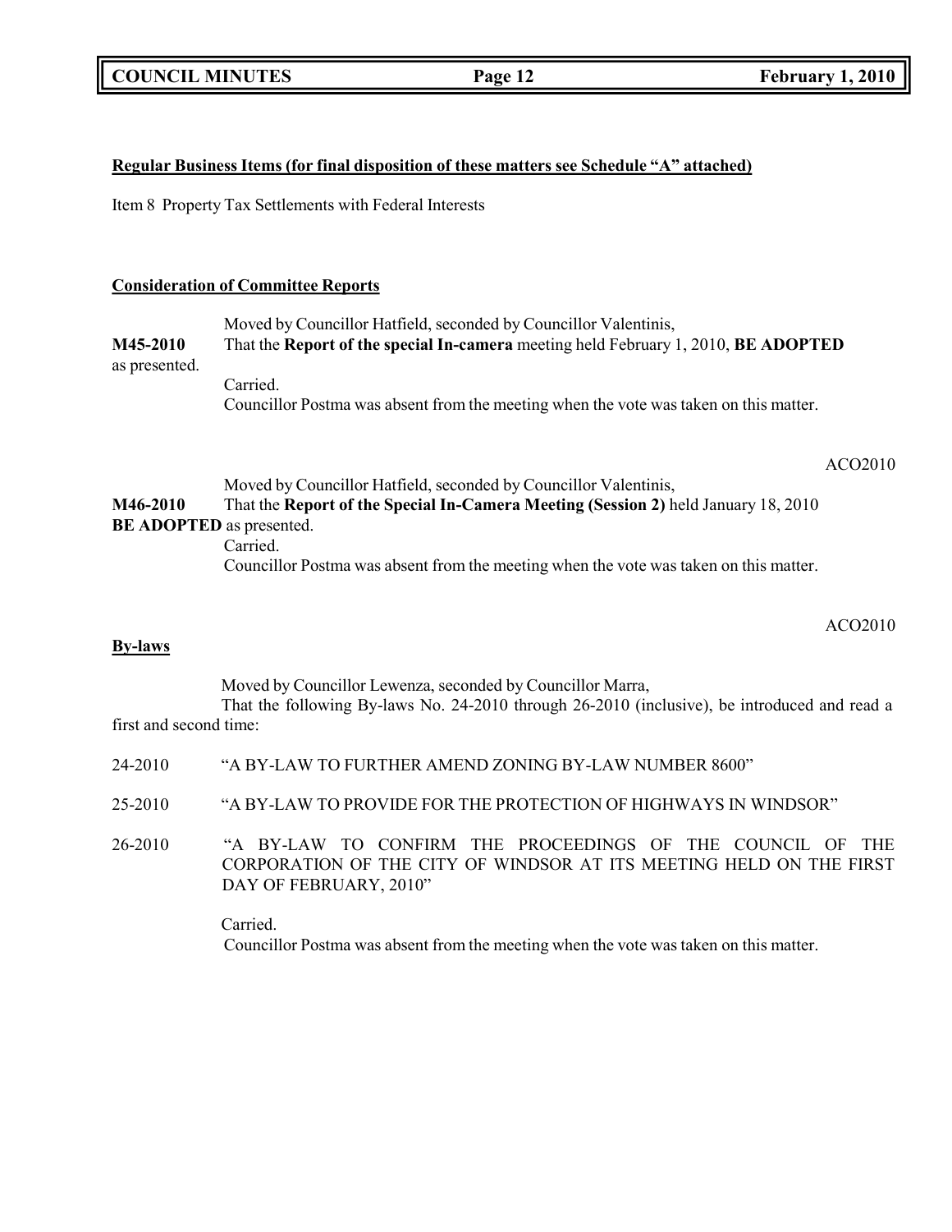**Regular Business Items (for final disposition of these matters see Schedule "A" attached)**

Item 8 Property Tax Settlements with Federal Interests

**Consideration of Committee Reports**

Moved by Councillor Hatfield, seconded by Councillor Valentinis,

**M45-2010** That the **Report of the special In-camera** meeting held February 1, 2010, **BE ADOPTED** as presented.

Carried.

Councillor Postma was absent from the meeting when the vote was taken on this matter.

ACO2010

Moved by Councillor Hatfield, seconded by Councillor Valentinis,

**M46-2010** That the **Report of the Special In-Camera Meeting (Session 2)** held January 18, 2010 **BE ADOPTED** as presented.

Carried.

Councillor Postma was absent from the meeting when the vote was taken on this matter.

ACO2010

**By-laws**

Moved by Councillor Lewenza, seconded by Councillor Marra,

That the following By-laws No. 24-2010 through 26-2010 (inclusive), be introduced and read a first and second time:

24-2010 "A BY-LAW TO FURTHER AMEND ZONING BY-LAW NUMBER 8600"

25-2010 "A BY-LAW TO PROVIDE FOR THE PROTECTION OF HIGHWAYS IN WINDSOR"

26-2010 "A BY-LAW TO CONFIRM THE PROCEEDINGS OF THE COUNCIL OF THE CORPORATION OF THE CITY OF WINDSOR AT ITS MEETING HELD ON THE FIRST DAY OF FEBRUARY, 2010"

Carried.

Councillor Postma was absent from the meeting when the vote was taken on this matter.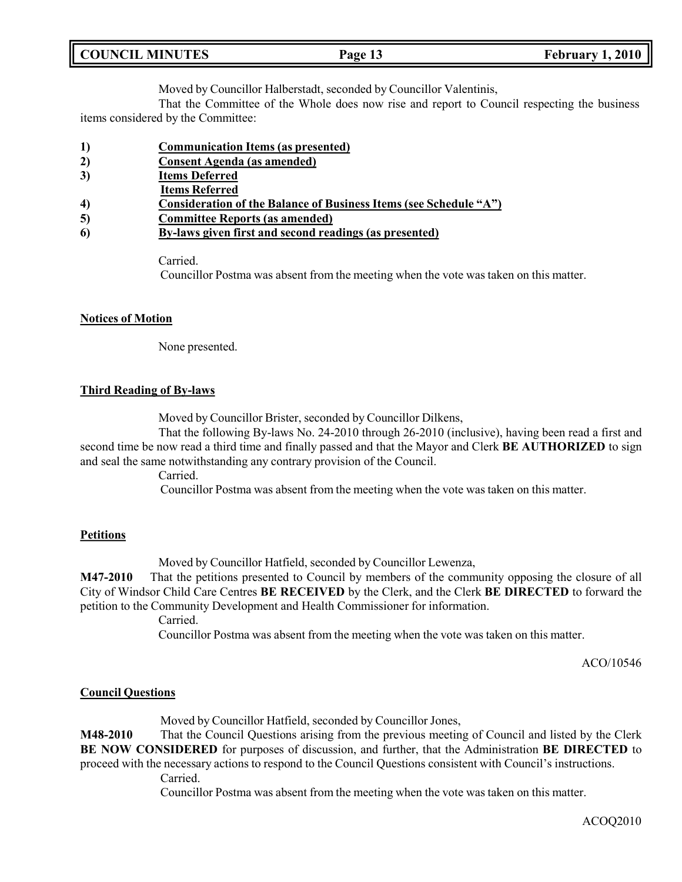Moved by Councillor Halberstadt, seconded by Councillor Valentinis,

That the Committee of the Whole does now rise and report to Council respecting the business items considered by the Committee:

1) **<u>Communication Items (as presented)</u>**
2) **<u>Consent Agenda (as amended)</u>**
3) **<u>Items Deferred</u>**
   **<u>Items Referred</u>**
4) **<u>Consideration of the Balance of Business Items (see Schedule "A")</u>**
5) **<u>Committee Reports (as amended)</u>**
6) **<u>By-laws given first and second readings (as presented)</u>**

Carried.

Councillor Postma was absent from the meeting when the vote was taken on this matter.

**<u>Notices of Motion</u>**

None presented.

**<u>Third Reading of By-laws</u>**

Moved by Councillor Brister, seconded by Councillor Dilkens,

That the following By-laws No. 24-2010 through 26-2010 (inclusive), having been read a first and second time be now read a third time and finally passed and that the Mayor and Clerk **BE AUTHORIZED** to sign and seal the same notwithstanding any contrary provision of the Council.

Carried.

Councillor Postma was absent from the meeting when the vote was taken on this matter.

**<u>Petitions</u>**

Moved by Councillor Hatfield, seconded by Councillor Lewenza,

**M47-2010** That the petitions presented to Council by members of the community opposing the closure of all City of Windsor Child Care Centres **BE RECEIVED** by the Clerk, and the Clerk **BE DIRECTED** to forward the petition to the Community Development and Health Commissioner for information.

Carried.

Councillor Postma was absent from the meeting when the vote was taken on this matter.

ACO/10546

**<u>Council Questions</u>**

Moved by Councillor Hatfield, seconded by Councillor Jones,

**M48-2010** That the Council Questions arising from the previous meeting of Council and listed by the Clerk **BE NOW CONSIDERED** for purposes of discussion, and further, that the Administration **BE DIRECTED** to proceed with the necessary actions to respond to the Council Questions consistent with Council's instructions.

Carried.

Councillor Postma was absent from the meeting when the vote was taken on this matter.

ACOQ2010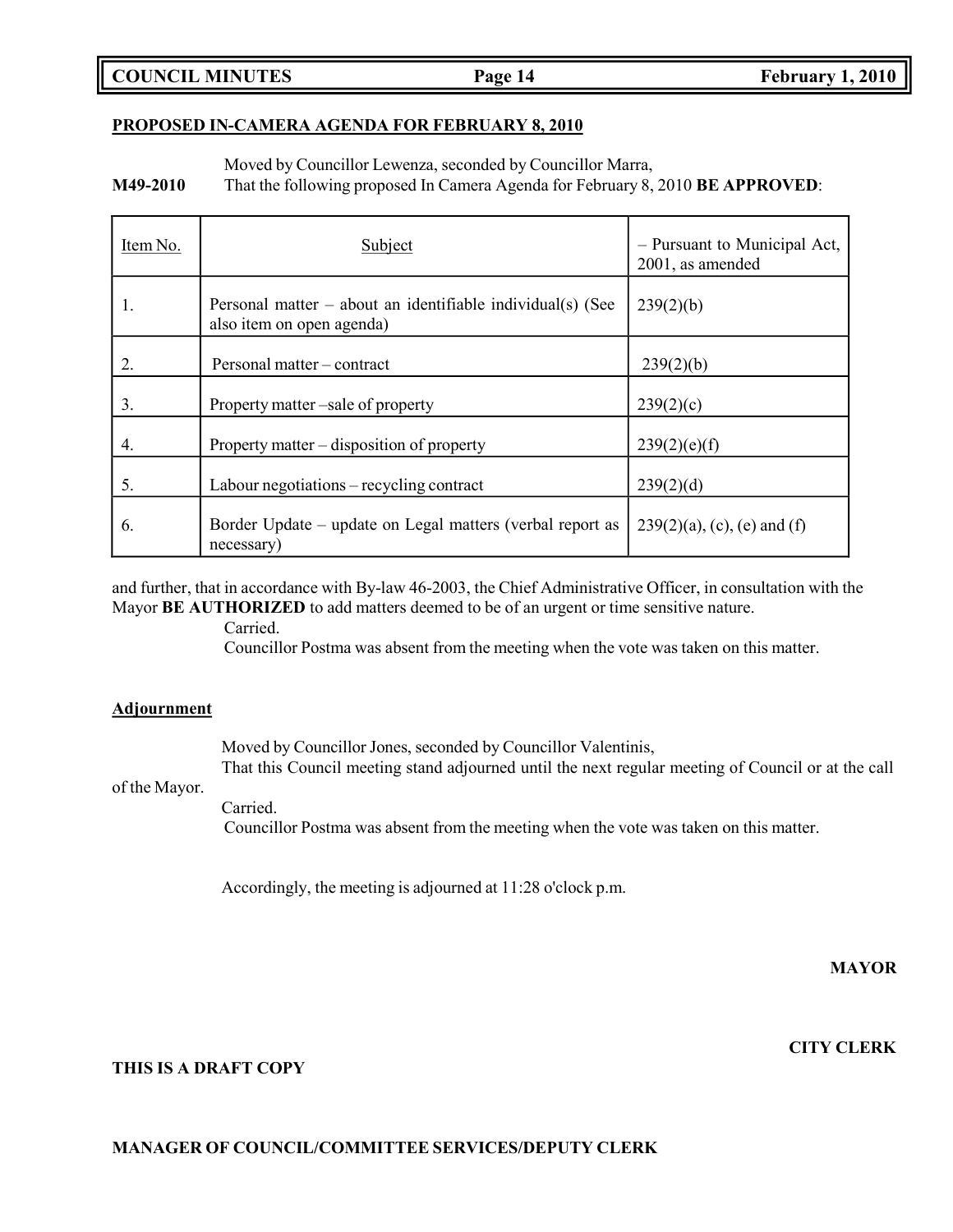**PROPOSED IN-CAMERA AGENDA FOR FEBRUARY 8, 2010**

Moved by Councillor Lewenza, seconded by Councillor Marra,

**M49-2010** That the following proposed In Camera Agenda for February 8, 2010 **BE APPROVED**:

| Item No. | Subject | – Pursuant to Municipal Act, 2001, as amended |
|---|---|---|
| 1. | Personal matter – about an identifiable individual(s) (See also item on open agenda) | 239(2)(b) |
| 2. | Personal matter – contract | 239(2)(b) |
| 3. | Property matter –sale of property | 239(2)(c) |
| 4. | Property matter – disposition of property | 239(2)(e)(f) |
| 5. | Labour negotiations – recycling contract | 239(2)(d) |
| 6. | Border Update – update on Legal matters (verbal report as necessary) | 239(2)(a), (c), (e) and (f) |

and further, that in accordance with By-law 46-2003, the Chief Administrative Officer, in consultation with the Mayor **BE AUTHORIZED** to add matters deemed to be of an urgent or time sensitive nature.

Carried.

Councillor Postma was absent from the meeting when the vote was taken on this matter.

**Adjournment**

Moved by Councillor Jones, seconded by Councillor Valentinis,

That this Council meeting stand adjourned until the next regular meeting of Council or at the call of the Mayor.

Carried.

Councillor Postma was absent from the meeting when the vote was taken on this matter.

Accordingly, the meeting is adjourned at 11:28 o'clock p.m.

**MAYOR**

**CITY CLERK**

**THIS IS A DRAFT COPY**

**MANAGER OF COUNCIL/COMMITTEE SERVICES/DEPUTY CLERK**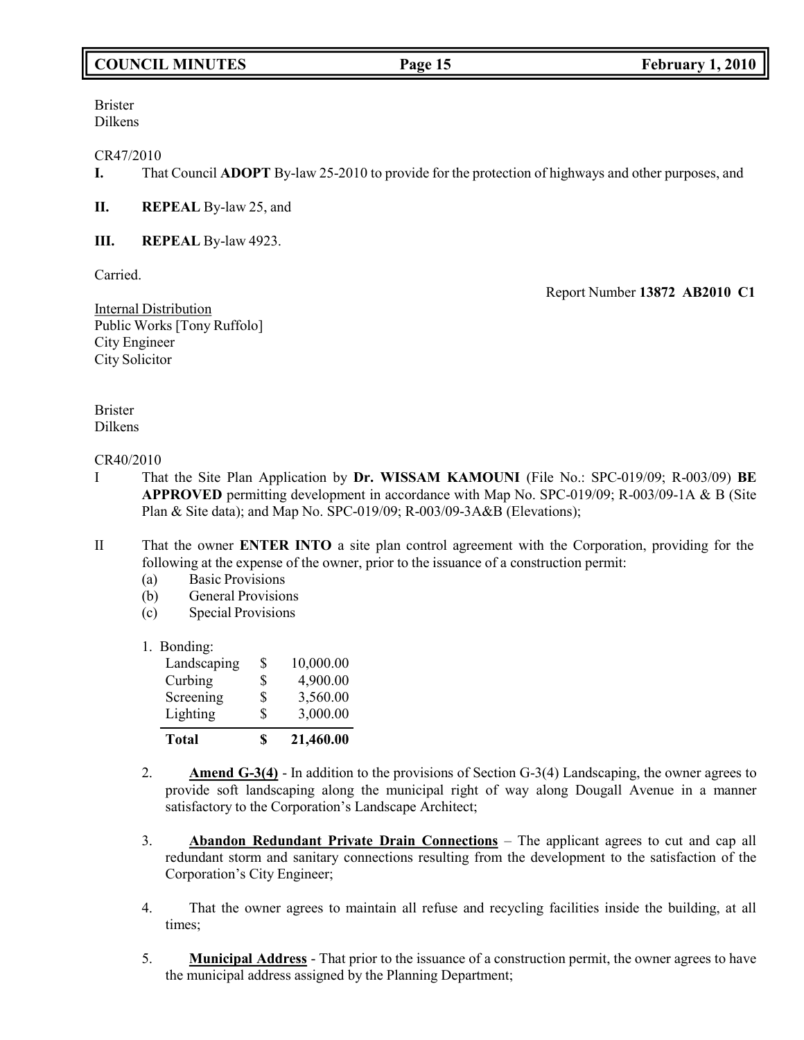Brister
Dilkens

CR47/2010

**I.** That Council **ADOPT** By-law 25-2010 to provide for the protection of highways and other purposes, and

**II.** **REPEAL** By-law 25, and

**III.** **REPEAL** By-law 4923.

Carried.

Report Number **13872 AB2010 C1**

Internal Distribution
Public Works [Tony Ruffolo]
City Engineer
City Solicitor

Brister
Dilkens

CR40/2010

I That the Site Plan Application by **Dr. WISSAM KAMOUNI** (File No.: SPC-019/09; R-003/09) **BE APPROVED** permitting development in accordance with Map No. SPC-019/09; R-003/09-1A & B (Site Plan & Site data); and Map No. SPC-019/09; R-003/09-3A&B (Elevations);

II That the owner **ENTER INTO** a site plan control agreement with the Corporation, providing for the following at the expense of the owner, prior to the issuance of a construction permit:

- (a) Basic Provisions
- (b) General Provisions
- (c) Special Provisions

1. Bonding:

| | | |
|---|---|---|
| Landscaping | $ | 10,000.00 |
| Curbing | $ | 4,900.00 |
| Screening | $ | 3,560.00 |
| Lighting | $ | 3,000.00 |
| **Total** | **$** | **21,460.00** |

2. **Amend G-3(4)** - In addition to the provisions of Section G-3(4) Landscaping, the owner agrees to provide soft landscaping along the municipal right of way along Dougall Avenue in a manner satisfactory to the Corporation's Landscape Architect;

3. **Abandon Redundant Private Drain Connections** – The applicant agrees to cut and cap all redundant storm and sanitary connections resulting from the development to the satisfaction of the Corporation's City Engineer;

4. That the owner agrees to maintain all refuse and recycling facilities inside the building, at all times;

5. **Municipal Address** - That prior to the issuance of a construction permit, the owner agrees to have the municipal address assigned by the Planning Department;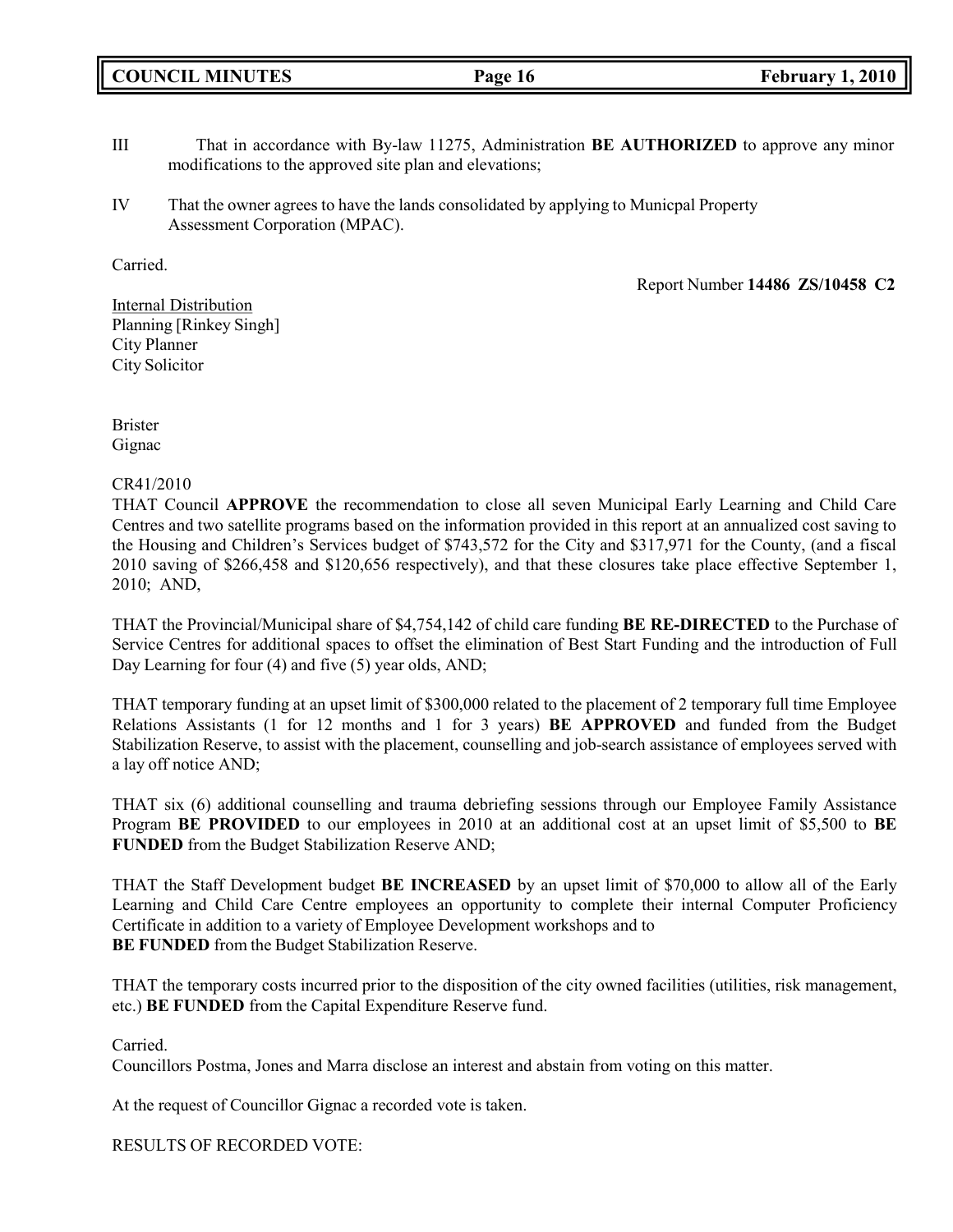III That in accordance with By-law 11275, Administration **BE AUTHORIZED** to approve any minor modifications to the approved site plan and elevations;

IV That the owner agrees to have the lands consolidated by applying to Municpal Property Assessment Corporation (MPAC).

Carried.

Report Number **14486 ZS/10458 C2**

Internal Distribution
Planning [Rinkey Singh]
City Planner
City Solicitor

Brister
Gignac

CR41/2010
THAT Council **APPROVE** the recommendation to close all seven Municipal Early Learning and Child Care Centres and two satellite programs based on the information provided in this report at an annualized cost saving to the Housing and Children's Services budget of $743,572 for the City and $317,971 for the County, (and a fiscal 2010 saving of $266,458 and $120,656 respectively), and that these closures take place effective September 1, 2010; AND,

THAT the Provincial/Municipal share of $4,754,142 of child care funding **BE RE-DIRECTED** to the Purchase of Service Centres for additional spaces to offset the elimination of Best Start Funding and the introduction of Full Day Learning for four (4) and five (5) year olds, AND;

THAT temporary funding at an upset limit of $300,000 related to the placement of 2 temporary full time Employee Relations Assistants (1 for 12 months and 1 for 3 years) **BE APPROVED** and funded from the Budget Stabilization Reserve, to assist with the placement, counselling and job-search assistance of employees served with a lay off notice AND;

THAT six (6) additional counselling and trauma debriefing sessions through our Employee Family Assistance Program **BE PROVIDED** to our employees in 2010 at an additional cost at an upset limit of $5,500 to **BE FUNDED** from the Budget Stabilization Reserve AND;

THAT the Staff Development budget **BE INCREASED** by an upset limit of $70,000 to allow all of the Early Learning and Child Care Centre employees an opportunity to complete their internal Computer Proficiency Certificate in addition to a variety of Employee Development workshops and to
**BE FUNDED** from the Budget Stabilization Reserve.

THAT the temporary costs incurred prior to the disposition of the city owned facilities (utilities, risk management, etc.) **BE FUNDED** from the Capital Expenditure Reserve fund.

Carried.
Councillors Postma, Jones and Marra disclose an interest and abstain from voting on this matter.

At the request of Councillor Gignac a recorded vote is taken.

RESULTS OF RECORDED VOTE: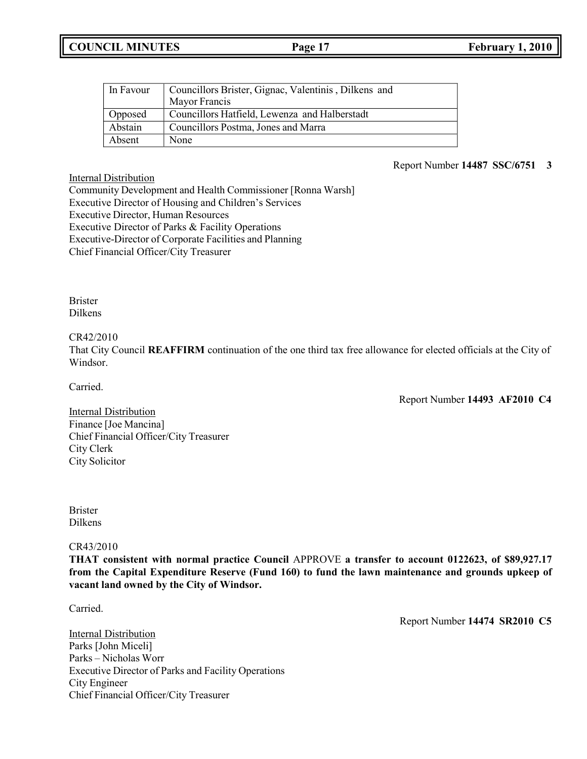| In Favour | Councillors Brister, Gignac, Valentinis , Dilkens and Mayor Francis |
|---|---|
| Opposed | Councillors Hatfield, Lewenza and Halberstadt |
| Abstain | Councillors Postma, Jones and Marra |
| Absent | None |

Report Number **14487 SSC/6751 3**

Internal Distribution
Community Development and Health Commissioner [Ronna Warsh]
Executive Director of Housing and Children's Services
Executive Director, Human Resources
Executive Director of Parks & Facility Operations
Executive-Director of Corporate Facilities and Planning
Chief Financial Officer/City Treasurer

Brister
Dilkens

CR42/2010
That City Council **REAFFIRM** continuation of the one third tax free allowance for elected officials at the City of Windsor.

Carried.

Report Number **14493 AF2010 C4**

Internal Distribution
Finance [Joe Mancina]
Chief Financial Officer/City Treasurer
City Clerk
City Solicitor

Brister
Dilkens

CR43/2010
**THAT consistent with normal practice Council** APPROVE **a transfer to account 0122623, of $89,927.17 from the Capital Expenditure Reserve (Fund 160) to fund the lawn maintenance and grounds upkeep of vacant land owned by the City of Windsor.**

Carried.

Report Number **14474 SR2010 C5**

Internal Distribution
Parks [John Miceli]
Parks – Nicholas Worr
Executive Director of Parks and Facility Operations
City Engineer
Chief Financial Officer/City Treasurer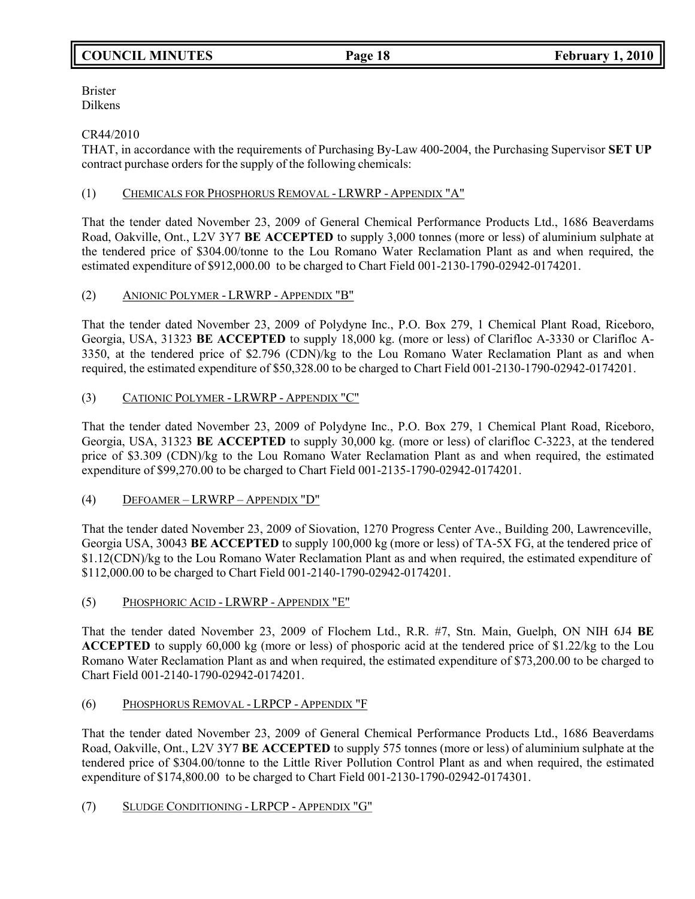Brister
Dilkens

CR44/2010
THAT, in accordance with the requirements of Purchasing By-Law 400-2004, the Purchasing Supervisor **SET UP** contract purchase orders for the supply of the following chemicals:

(1) CHEMICALS FOR PHOSPHORUS REMOVAL - LRWRP - APPENDIX "A"

That the tender dated November 23, 2009 of General Chemical Performance Products Ltd., 1686 Beaverdams Road, Oakville, Ont., L2V 3Y7 **BE ACCEPTED** to supply 3,000 tonnes (more or less) of aluminium sulphate at the tendered price of $304.00/tonne to the Lou Romano Water Reclamation Plant as and when required, the estimated expenditure of $912,000.00 to be charged to Chart Field 001-2130-1790-02942-0174201.

(2) ANIONIC POLYMER - LRWRP - APPENDIX "B"

That the tender dated November 23, 2009 of Polydyne Inc., P.O. Box 279, 1 Chemical Plant Road, Riceboro, Georgia, USA, 31323 **BE ACCEPTED** to supply 18,000 kg. (more or less) of Clarifloc A-3330 or Clarifloc A-3350, at the tendered price of $2.796 (CDN)/kg to the Lou Romano Water Reclamation Plant as and when required, the estimated expenditure of $50,328.00 to be charged to Chart Field 001-2130-1790-02942-0174201.

(3) CATIONIC POLYMER - LRWRP - APPENDIX "C"

That the tender dated November 23, 2009 of Polydyne Inc., P.O. Box 279, 1 Chemical Plant Road, Riceboro, Georgia, USA, 31323 **BE ACCEPTED** to supply 30,000 kg. (more or less) of clarifloc C-3223, at the tendered price of $3.309 (CDN)/kg to the Lou Romano Water Reclamation Plant as and when required, the estimated expenditure of $99,270.00 to be charged to Chart Field 001-2135-1790-02942-0174201.

(4) DEFOAMER – LRWRP – APPENDIX "D"

That the tender dated November 23, 2009 of Siovation, 1270 Progress Center Ave., Building 200, Lawrenceville, Georgia USA, 30043 **BE ACCEPTED** to supply 100,000 kg (more or less) of TA-5X FG, at the tendered price of $1.12(CDN)/kg to the Lou Romano Water Reclamation Plant as and when required, the estimated expenditure of $112,000.00 to be charged to Chart Field 001-2140-1790-02942-0174201.

(5) PHOSPHORIC ACID - LRWRP - APPENDIX "E"

That the tender dated November 23, 2009 of Flochem Ltd., R.R. #7, Stn. Main, Guelph, ON NIH 6J4 **BE ACCEPTED** to supply 60,000 kg (more or less) of phosporic acid at the tendered price of $1.22/kg to the Lou Romano Water Reclamation Plant as and when required, the estimated expenditure of $73,200.00 to be charged to Chart Field 001-2140-1790-02942-0174201.

(6) PHOSPHORUS REMOVAL - LRPCP - APPENDIX "F

That the tender dated November 23, 2009 of General Chemical Performance Products Ltd., 1686 Beaverdams Road, Oakville, Ont., L2V 3Y7 **BE ACCEPTED** to supply 575 tonnes (more or less) of aluminium sulphate at the tendered price of $304.00/tonne to the Little River Pollution Control Plant as and when required, the estimated expenditure of $174,800.00 to be charged to Chart Field 001-2130-1790-02942-0174301.

(7) SLUDGE CONDITIONING - LRPCP - APPENDIX "G"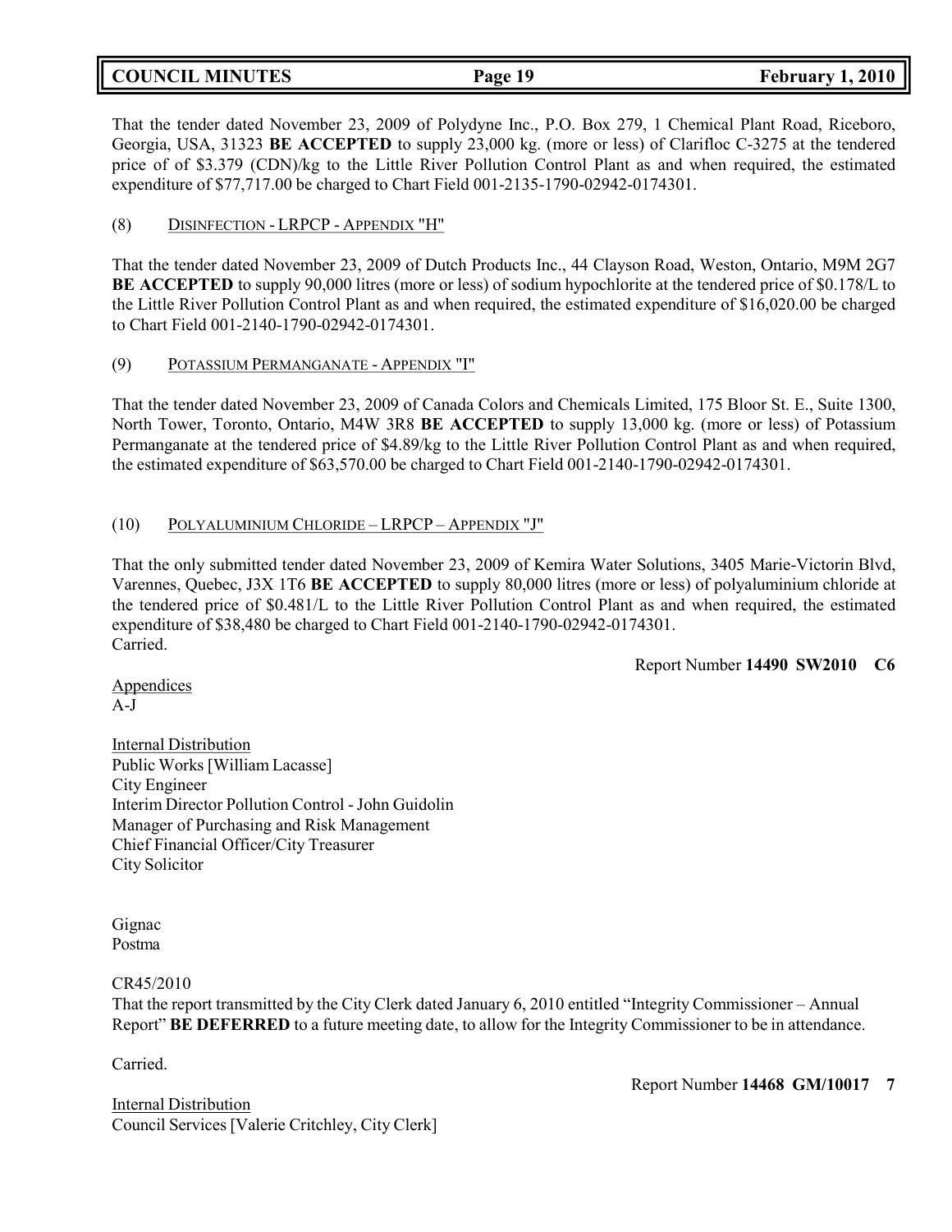That the tender dated November 23, 2009 of Polydyne Inc., P.O. Box 279, 1 Chemical Plant Road, Riceboro, Georgia, USA, 31323 **BE ACCEPTED** to supply 23,000 kg. (more or less) of Clarifloc C-3275 at the tendered price of of $3.379 (CDN)/kg to the Little River Pollution Control Plant as and when required, the estimated expenditure of $77,717.00 be charged to Chart Field 001-2135-1790-02942-0174301.

(8) DISINFECTION - LRPCP - APPENDIX "H"

That the tender dated November 23, 2009 of Dutch Products Inc., 44 Clayson Road, Weston, Ontario, M9M 2G7 **BE ACCEPTED** to supply 90,000 litres (more or less) of sodium hypochlorite at the tendered price of $0.178/L to the Little River Pollution Control Plant as and when required, the estimated expenditure of $16,020.00 be charged to Chart Field 001-2140-1790-02942-0174301.

(9) POTASSIUM PERMANGANATE - APPENDIX "I"

That the tender dated November 23, 2009 of Canada Colors and Chemicals Limited, 175 Bloor St. E., Suite 1300, North Tower, Toronto, Ontario, M4W 3R8 **BE ACCEPTED** to supply 13,000 kg. (more or less) of Potassium Permanganate at the tendered price of $4.89/kg to the Little River Pollution Control Plant as and when required, the estimated expenditure of $63,570.00 be charged to Chart Field 001-2140-1790-02942-0174301.

(10) POLYALUMINIUM CHLORIDE – LRPCP – APPENDIX "J"

That the only submitted tender dated November 23, 2009 of Kemira Water Solutions, 3405 Marie-Victorin Blvd, Varennes, Quebec, J3X 1T6 **BE ACCEPTED** to supply 80,000 litres (more or less) of polyaluminium chloride at the tendered price of $0.481/L to the Little River Pollution Control Plant as and when required, the estimated expenditure of $38,480 be charged to Chart Field 001-2140-1790-02942-0174301.
Carried.

Report Number **14490 SW2010 C6**

Appendices
A-J

Internal Distribution
Public Works [William Lacasse]
City Engineer
Interim Director Pollution Control - John Guidolin
Manager of Purchasing and Risk Management
Chief Financial Officer/City Treasurer
City Solicitor

Gignac
Postma

CR45/2010
That the report transmitted by the City Clerk dated January 6, 2010 entitled "Integrity Commissioner – Annual Report" **BE DEFERRED** to a future meeting date, to allow for the Integrity Commissioner to be in attendance.

Carried.

Report Number **14468 GM/10017 7**

Internal Distribution
Council Services [Valerie Critchley, City Clerk]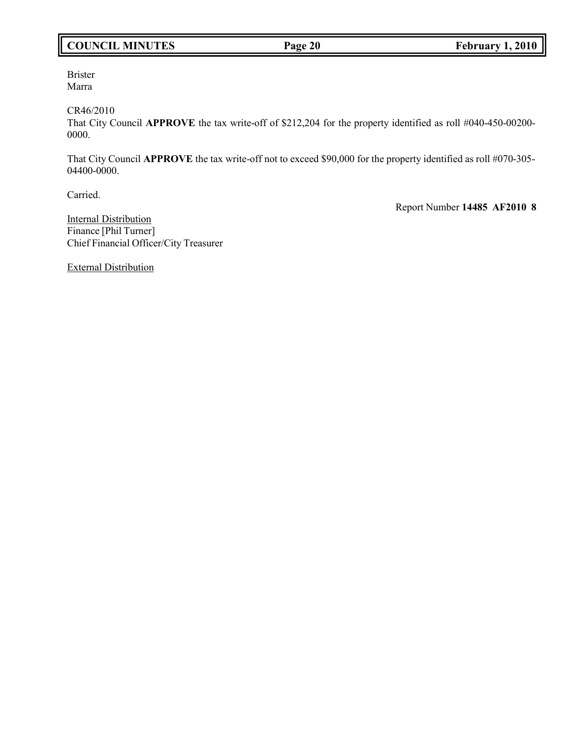Brister
Marra

CR46/2010
That City Council **APPROVE** the tax write-off of $212,204 for the property identified as roll #040-450-00200-0000.

That City Council **APPROVE** the tax write-off not to exceed $90,000 for the property identified as roll #070-305-04400-0000.

Carried.

Report Number **14485 AF2010 8**

Internal Distribution
Finance [Phil Turner]
Chief Financial Officer/City Treasurer

External Distribution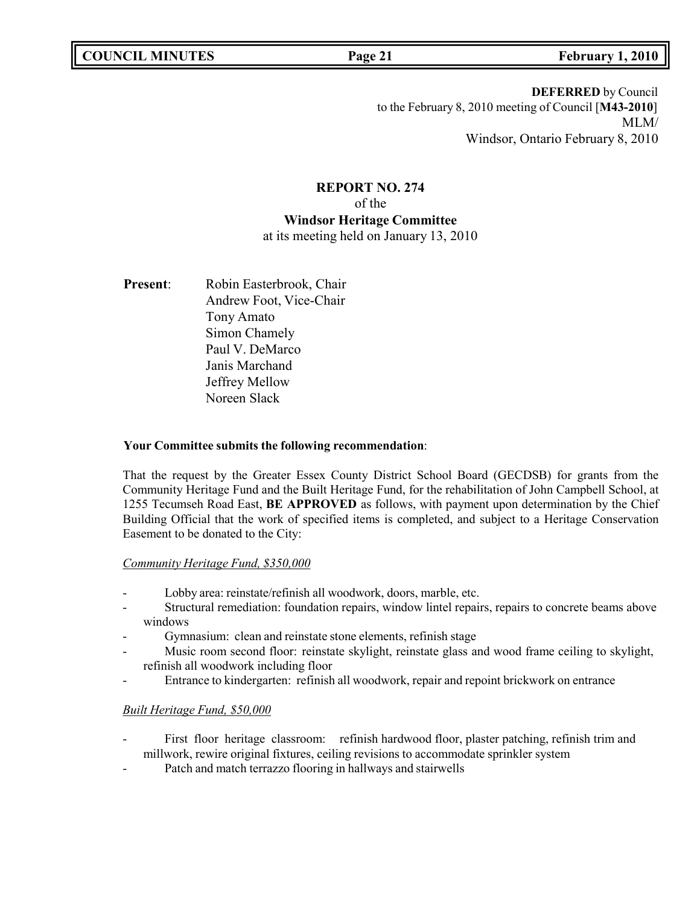**DEFERRED** by Council
to the February 8, 2010 meeting of Council [**M43-2010**]
MLM/
Windsor, Ontario February 8, 2010

# REPORT NO. 274
of the
**Windsor Heritage Committee**
at its meeting held on January 13, 2010

**Present**: Robin Easterbrook, Chair
Andrew Foot, Vice-Chair
Tony Amato
Simon Chamely
Paul V. DeMarco
Janis Marchand
Jeffrey Mellow
Noreen Slack

**Your Committee submits the following recommendation**:

That the request by the Greater Essex County District School Board (GECDSB) for grants from the Community Heritage Fund and the Built Heritage Fund, for the rehabilitation of John Campbell School, at 1255 Tecumseh Road East, **BE APPROVED** as follows, with payment upon determination by the Chief Building Official that the work of specified items is completed, and subject to a Heritage Conservation Easement to be donated to the City:

*Community Heritage Fund, $350,000*

- Lobby area: reinstate/refinish all woodwork, doors, marble, etc.
- Structural remediation: foundation repairs, window lintel repairs, repairs to concrete beams above windows
- Gymnasium: clean and reinstate stone elements, refinish stage
- Music room second floor: reinstate skylight, reinstate glass and wood frame ceiling to skylight, refinish all woodwork including floor
- Entrance to kindergarten: refinish all woodwork, repair and repoint brickwork on entrance

*Built Heritage Fund, $50,000*

- First floor heritage classroom: refinish hardwood floor, plaster patching, refinish trim and millwork, rewire original fixtures, ceiling revisions to accommodate sprinkler system
- Patch and match terrazzo flooring in hallways and stairwells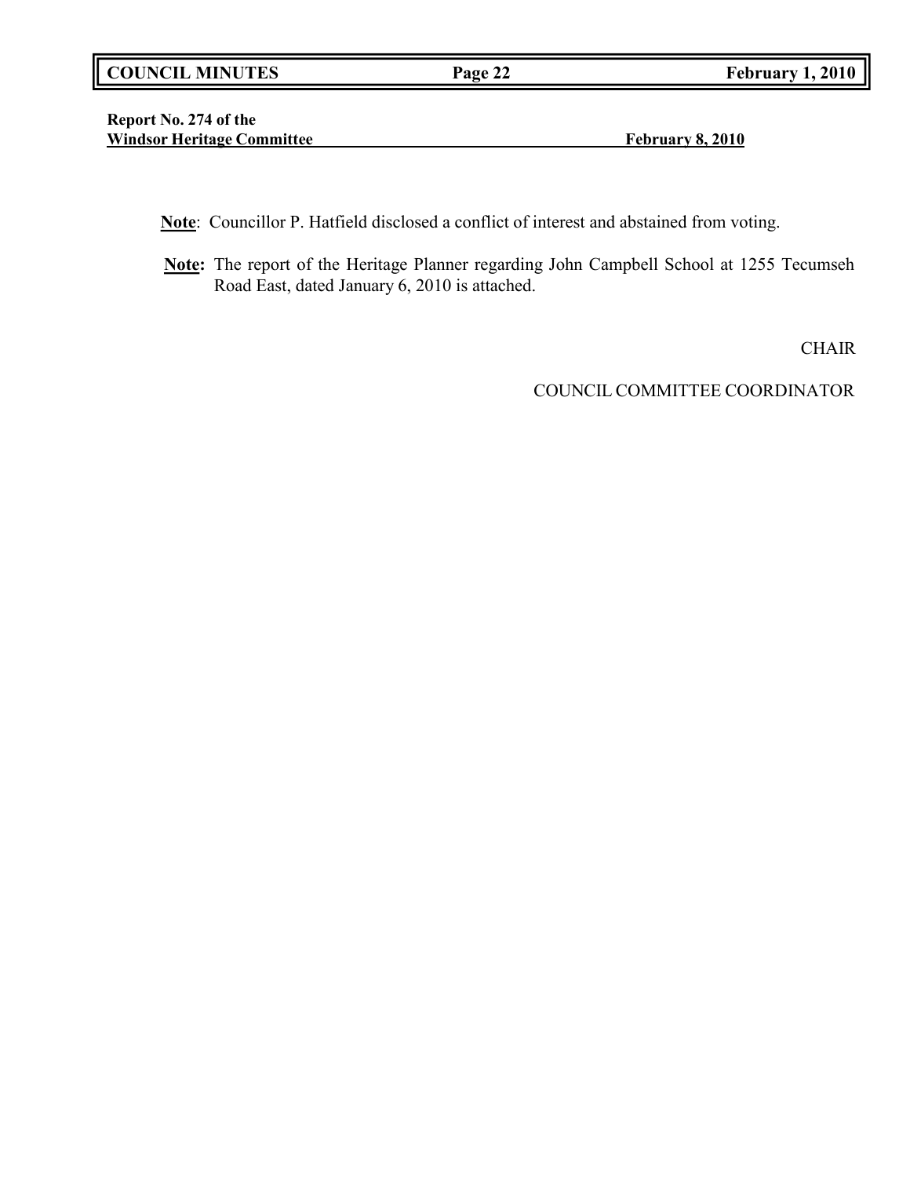**Report No. 274 of the**
**Windsor Heritage Committee** **February 8, 2010**

**Note**: Councillor P. Hatfield disclosed a conflict of interest and abstained from voting.

**Note:** The report of the Heritage Planner regarding John Campbell School at 1255 Tecumseh Road East, dated January 6, 2010 is attached.

CHAIR

COUNCIL COMMITTEE COORDINATOR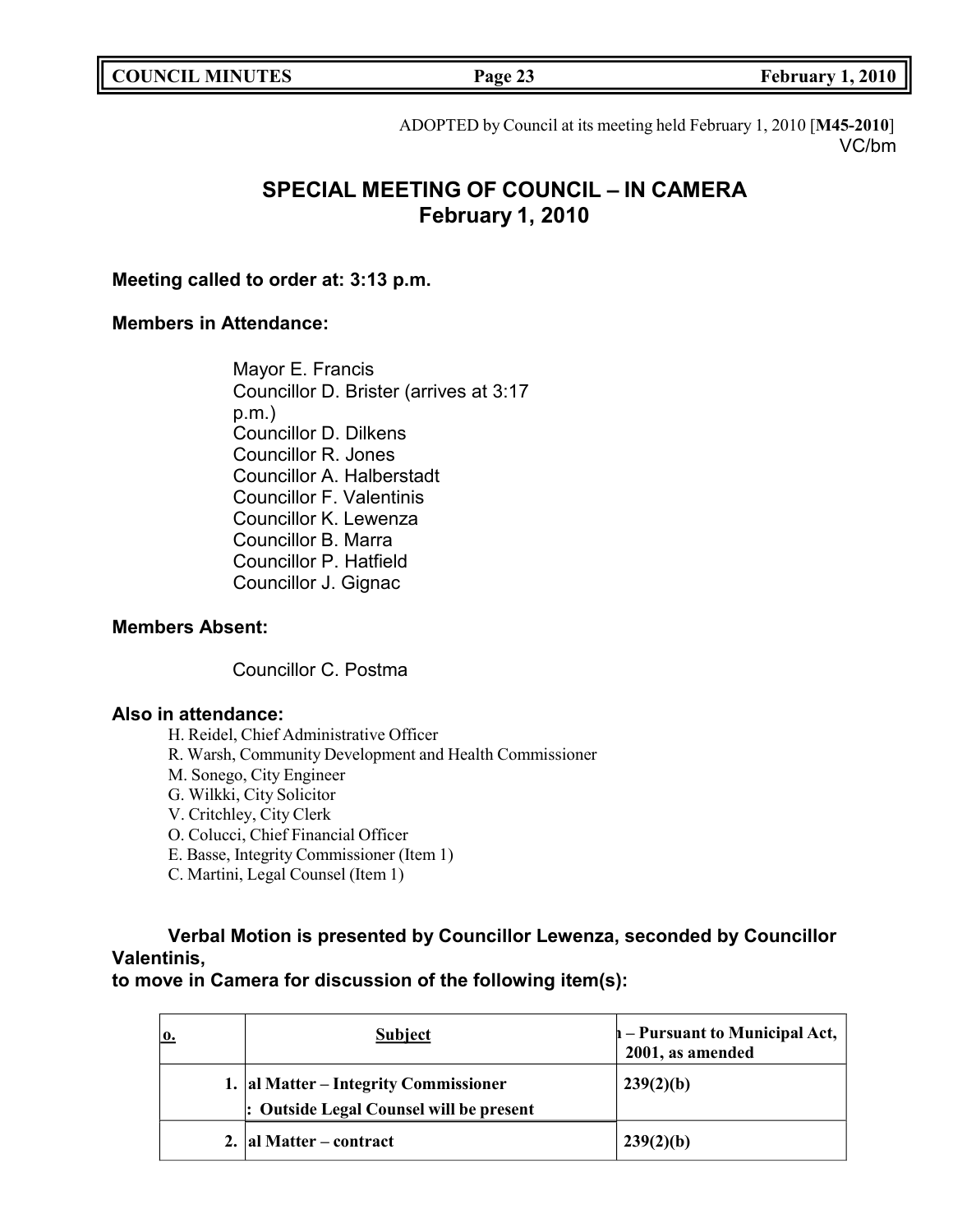ADOPTED by Council at its meeting held February 1, 2010 [**M45-2010**]
VC/bm

# SPECIAL MEETING OF COUNCIL – IN CAMERA
## February 1, 2010

**Meeting called to order at: 3:13 p.m.**

**Members in Attendance:**

Mayor E. Francis
Councillor D. Brister (arrives at 3:17 p.m.)
Councillor D. Dilkens
Councillor R. Jones
Councillor A. Halberstadt
Councillor F. Valentinis
Councillor K. Lewenza
Councillor B. Marra
Councillor P. Hatfield
Councillor J. Gignac

**Members Absent:**

Councillor C. Postma

**Also in attendance:**

H. Reidel, Chief Administrative Officer
R. Warsh, Community Development and Health Commissioner
M. Sonego, City Engineer
G. Wilkki, City Solicitor
V. Critchley, City Clerk
O. Colucci, Chief Financial Officer
E. Basse, Integrity Commissioner (Item 1)
C. Martini, Legal Counsel (Item 1)

**Verbal Motion is presented by Councillor Lewenza, seconded by Councillor Valentinis, to move in Camera for discussion of the following item(s):**

| o. | Subject | ı – Pursuant to Municipal Act, 2001, as amended |
|---|---|---|
| 1. | al Matter – Integrity Commissioner<br>: Outside Legal Counsel will be present | 239(2)(b) |
| 2. | al Matter – contract | 239(2)(b) |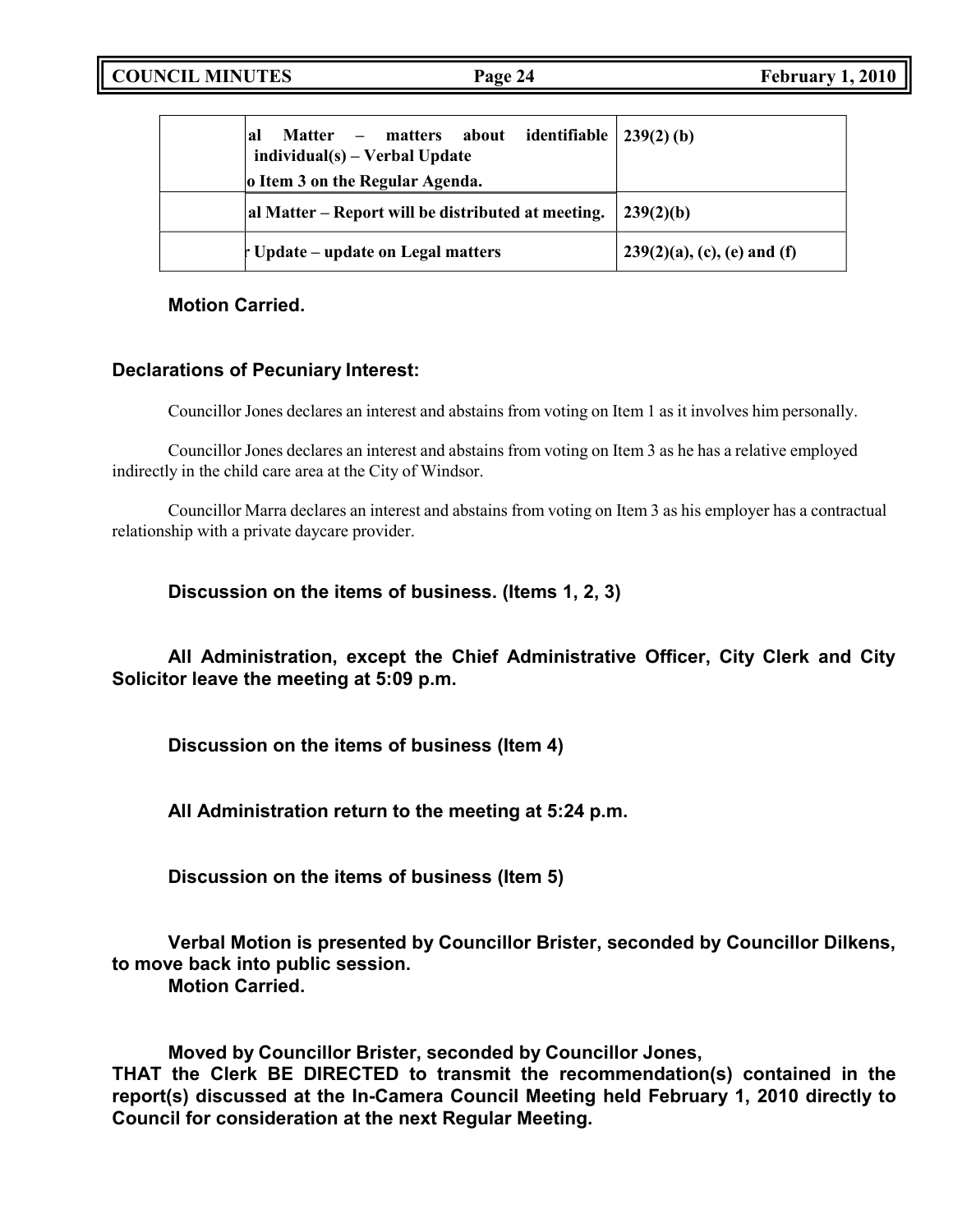|  | al Matter – matters about identifiable individual(s) – Verbal Update<br>o Item 3 on the Regular Agenda. | 239(2) (b) |
|---|---|---|
|  | al Matter – Report will be distributed at meeting. | 239(2)(b) |
|  | r Update – update on Legal matters | 239(2)(a), (c), (e) and (f) |

**Motion Carried.**

**Declarations of Pecuniary Interest:**

Councillor Jones declares an interest and abstains from voting on Item 1 as it involves him personally.

Councillor Jones declares an interest and abstains from voting on Item 3 as he has a relative employed indirectly in the child care area at the City of Windsor.

Councillor Marra declares an interest and abstains from voting on Item 3 as his employer has a contractual relationship with a private daycare provider.

**Discussion on the items of business. (Items 1, 2, 3)**

**All Administration, except the Chief Administrative Officer, City Clerk and City Solicitor leave the meeting at 5:09 p.m.**

**Discussion on the items of business (Item 4)**

**All Administration return to the meeting at 5:24 p.m.**

**Discussion on the items of business (Item 5)**

**Verbal Motion is presented by Councillor Brister, seconded by Councillor Dilkens, to move back into public session.**
**Motion Carried.**

**Moved by Councillor Brister, seconded by Councillor Jones,**
**THAT the Clerk BE DIRECTED to transmit the recommendation(s) contained in the report(s) discussed at the In-Camera Council Meeting held February 1, 2010 directly to Council for consideration at the next Regular Meeting.**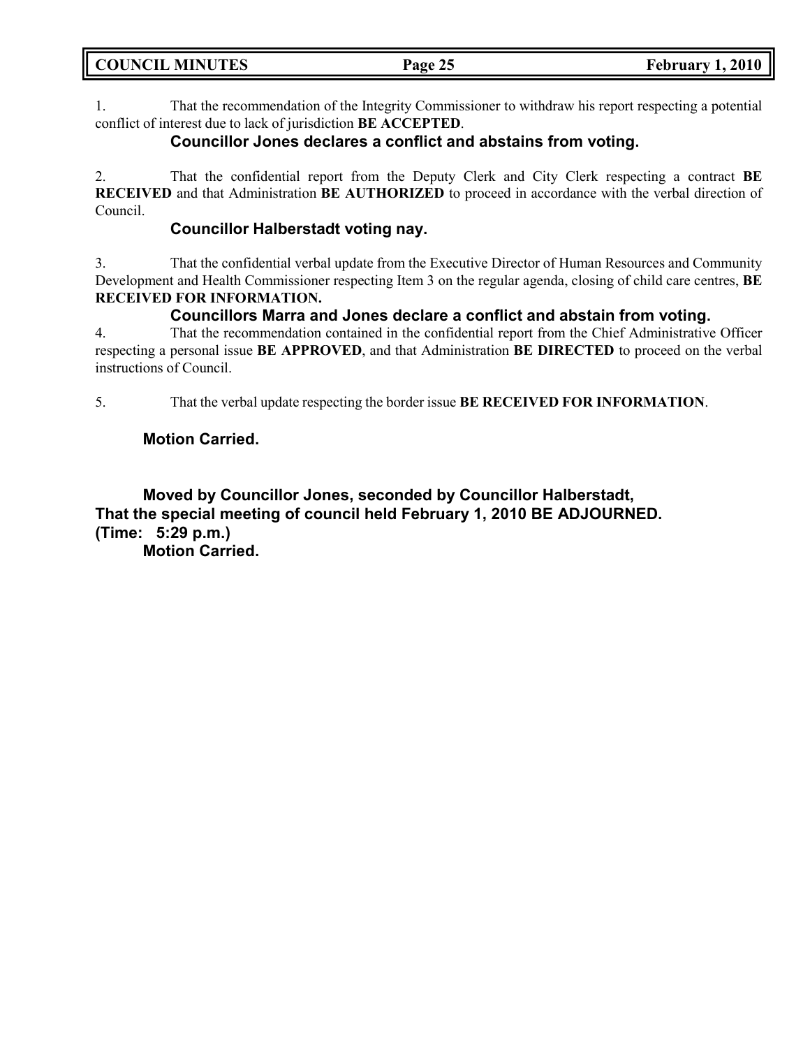1. That the recommendation of the Integrity Commissioner to withdraw his report respecting a potential conflict of interest due to lack of jurisdiction **BE ACCEPTED**.

**Councillor Jones declares a conflict and abstains from voting.**

2. That the confidential report from the Deputy Clerk and City Clerk respecting a contract **BE RECEIVED** and that Administration **BE AUTHORIZED** to proceed in accordance with the verbal direction of Council.

**Councillor Halberstadt voting nay.**

3. That the confidential verbal update from the Executive Director of Human Resources and Community Development and Health Commissioner respecting Item 3 on the regular agenda, closing of child care centres, **BE RECEIVED FOR INFORMATION.**

**Councillors Marra and Jones declare a conflict and abstain from voting.**

4. That the recommendation contained in the confidential report from the Chief Administrative Officer respecting a personal issue **BE APPROVED**, and that Administration **BE DIRECTED** to proceed on the verbal instructions of Council.

5. That the verbal update respecting the border issue **BE RECEIVED FOR INFORMATION**.

**Motion Carried.**

**Moved by Councillor Jones, seconded by Councillor Halberstadt,**
**That the special meeting of council held February 1, 2010 BE ADJOURNED.**
**(Time: 5:29 p.m.)**
**Motion Carried.**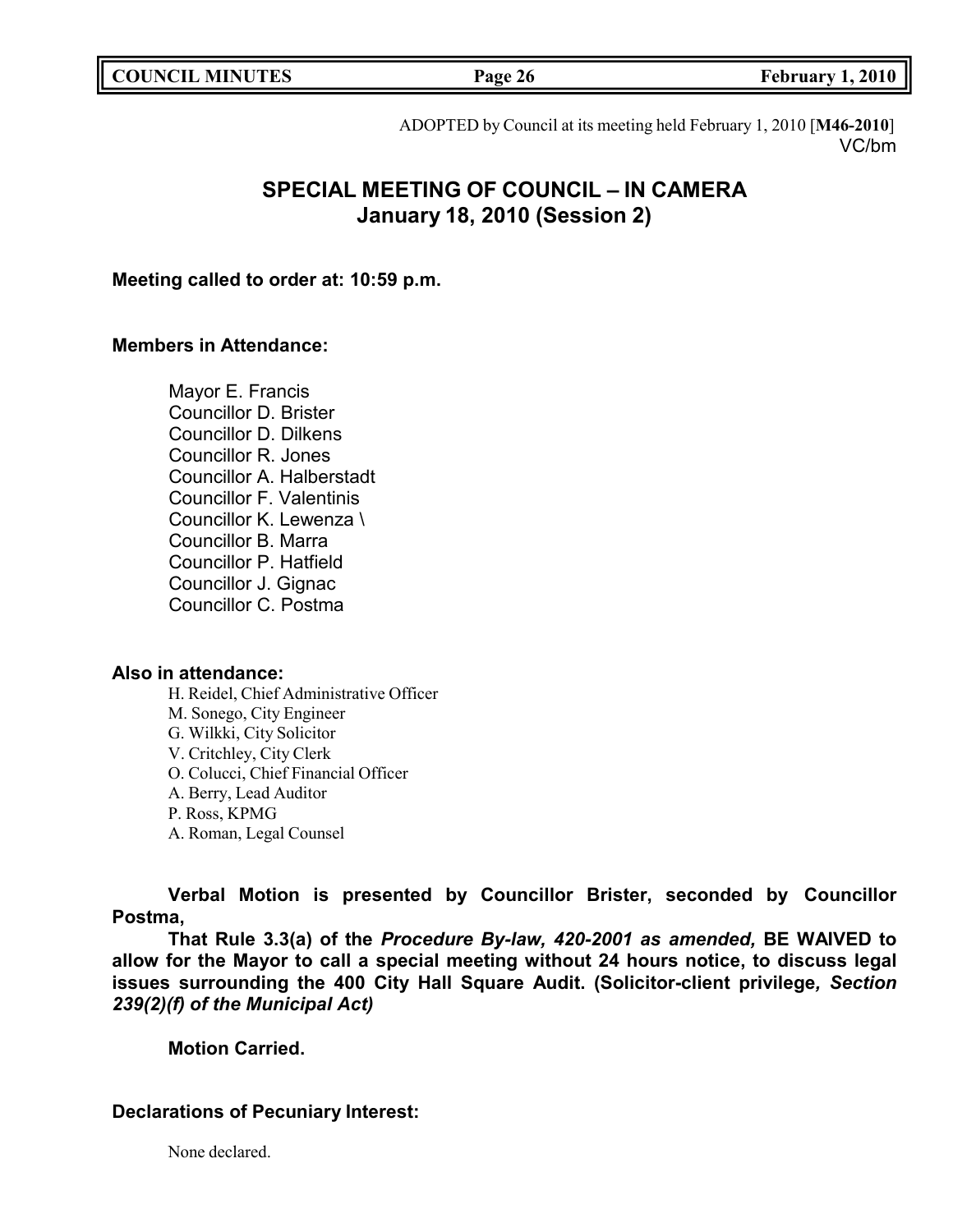ADOPTED by Council at its meeting held February 1, 2010 [**M46-2010**]
VC/bm

# SPECIAL MEETING OF COUNCIL – IN CAMERA
## January 18, 2010 (Session 2)

**Meeting called to order at: 10:59 p.m.**

**Members in Attendance:**

Mayor E. Francis
Councillor D. Brister
Councillor D. Dilkens
Councillor R. Jones
Councillor A. Halberstadt
Councillor F. Valentinis
Councillor K. Lewenza \
Councillor B. Marra
Councillor P. Hatfield
Councillor J. Gignac
Councillor C. Postma

**Also in attendance:**

H. Reidel, Chief Administrative Officer
M. Sonego, City Engineer
G. Wilkki, City Solicitor
V. Critchley, City Clerk
O. Colucci, Chief Financial Officer
A. Berry, Lead Auditor
P. Ross, KPMG
A. Roman, Legal Counsel

**Verbal Motion is presented by Councillor Brister, seconded by Councillor Postma,**

**That Rule 3.3(a) of the *Procedure By-law, 420-2001 as amended,* BE WAIVED to allow for the Mayor to call a special meeting without 24 hours notice, to discuss legal issues surrounding the 400 City Hall Square Audit. (Solicitor-client privilege*, Section 239(2)(f) of the Municipal Act*)**

**Motion Carried.**

**Declarations of Pecuniary Interest:**

None declared.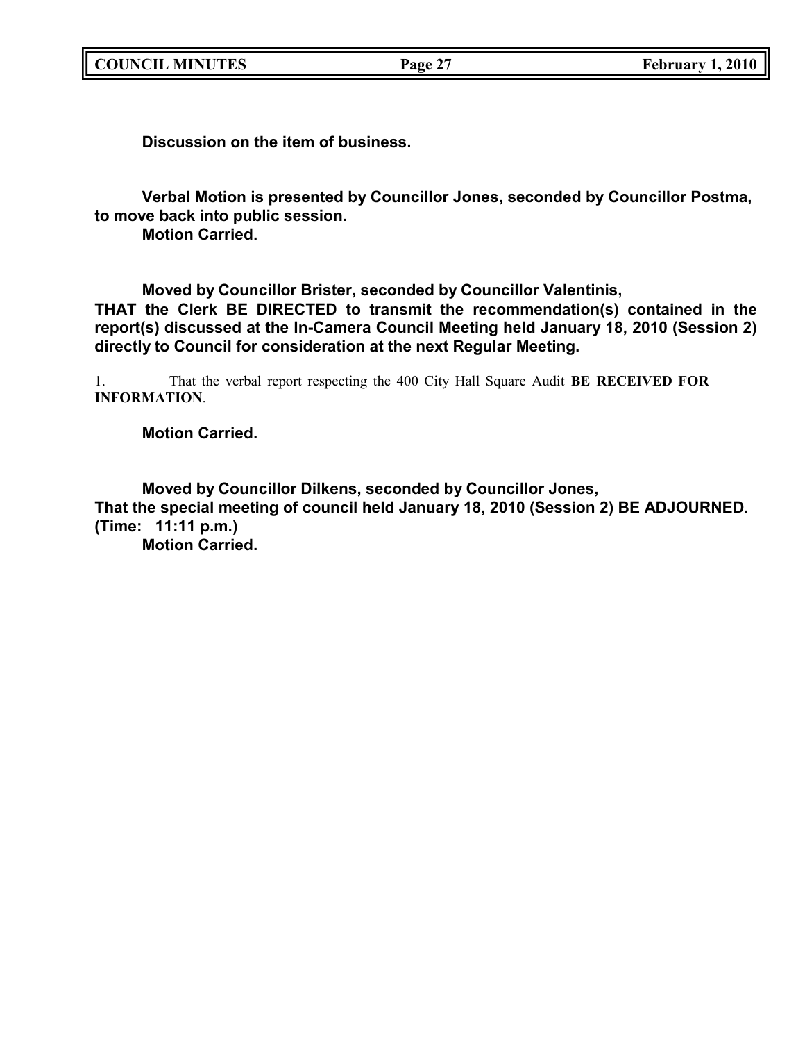**Discussion on the item of business.**

**Verbal Motion is presented by Councillor Jones, seconded by Councillor Postma, to move back into public session.**

**Motion Carried.**

**Moved by Councillor Brister, seconded by Councillor Valentinis,**
**THAT the Clerk BE DIRECTED to transmit the recommendation(s) contained in the report(s) discussed at the In-Camera Council Meeting held January 18, 2010 (Session 2) directly to Council for consideration at the next Regular Meeting.**

1. That the verbal report respecting the 400 City Hall Square Audit **BE RECEIVED FOR INFORMATION**.

**Motion Carried.**

**Moved by Councillor Dilkens, seconded by Councillor Jones,**
**That the special meeting of council held January 18, 2010 (Session 2) BE ADJOURNED. (Time: 11:11 p.m.)**

**Motion Carried.**